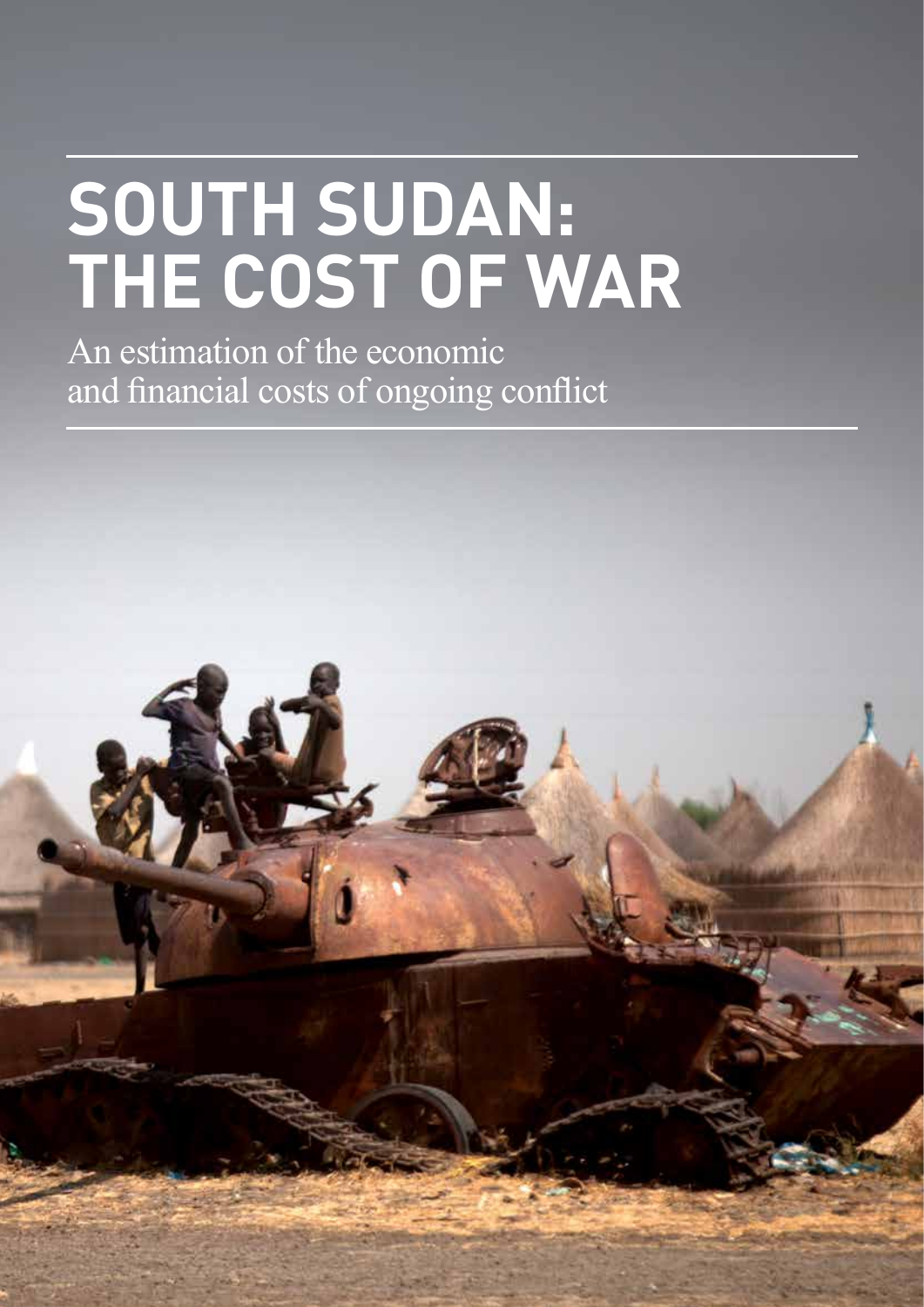# SOUTH SUDAN: THE COST OF WAR

An estimation of the economic and financial costs of ongoing conflict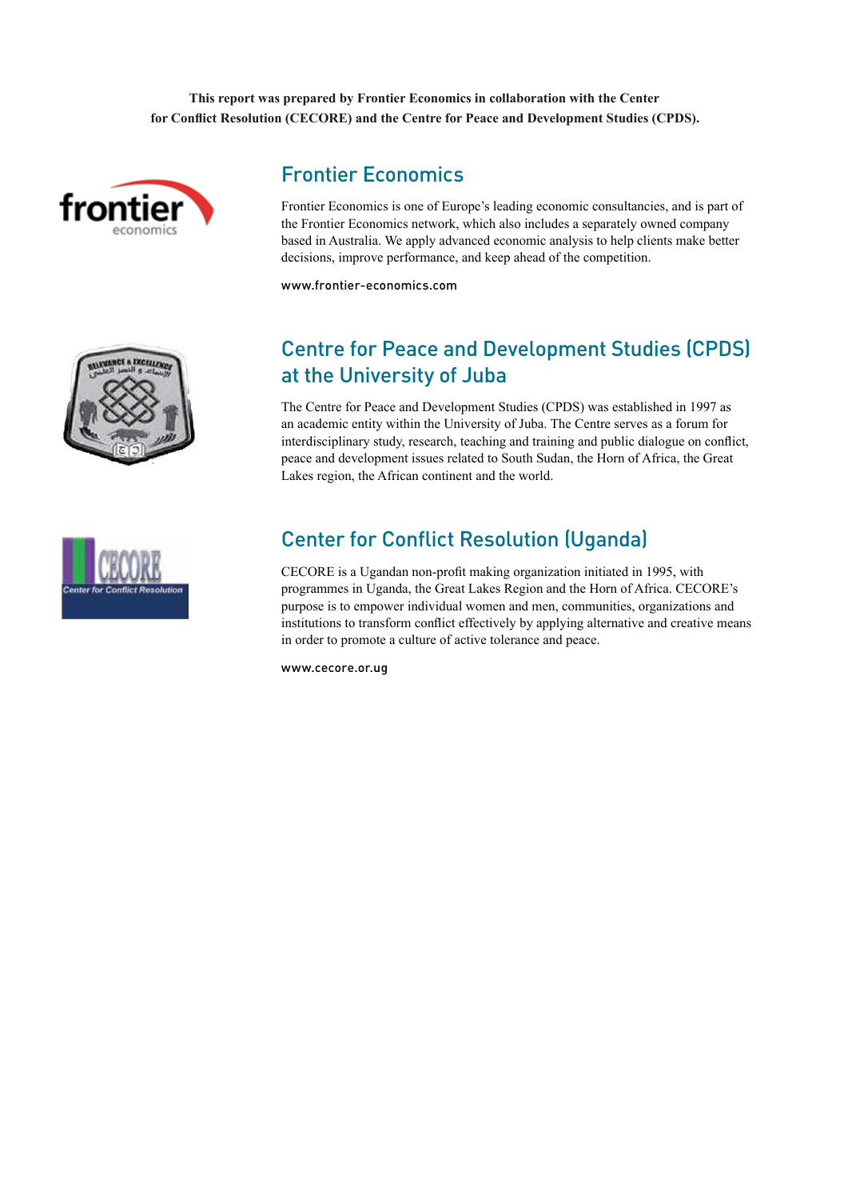**This report was prepared by Frontier Economics in collaboration with the Center for Conflict Resolution (CECORE) and the Centre for Peace and Development Studies (CPDS).**

## Frontier Economics

Frontier Economics is one of Europe's leading economic consultancies, and is part of the Frontier Economics network, which also includes a separately owned company based in Australia. We apply advanced economic analysis to help clients make better decisions, improve performance, and keep ahead of the competition.

www.frontier-economics.com

## Centre for Peace and Development Studies (CPDS) at the University of Juba

The Centre for Peace and Development Studies (CPDS) was established in 1997 as an academic entity within the University of Juba. The Centre serves as a forum for interdisciplinary study, research, teaching and training and public dialogue on conflict, peace and development issues related to South Sudan, the Horn of Africa, the Great Lakes region, the African continent and the world.

## Center for Conflict Resolution (Uganda)

CECORE is a Ugandan non-profit making organization initiated in 1995, with programmes in Uganda, the Great Lakes Region and the Horn of Africa. CECORE's purpose is to empower individual women and men, communities, organizations and institutions to transform conflict effectively by applying alternative and creative means in order to promote a culture of active tolerance and peace.

www.cecore.or.ug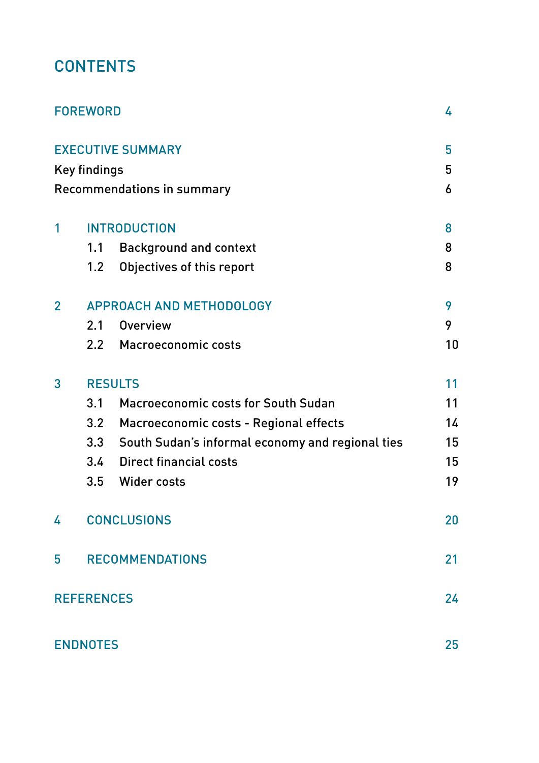# CONTENTS

| | | |
|---|---|---|
| FOREWORD | | 4 |
| EXECUTIVE SUMMARY | | 5 |
| Key findings | | 5 |
| Recommendations in summary | | 6 |
| 1 | INTRODUCTION | 8 |
| 1.1 | Background and context | 8 |
| 1.2 | Objectives of this report | 8 |
| 2 | APPROACH AND METHODOLOGY | 9 |
| 2.1 | Overview | 9 |
| 2.2 | Macroeconomic costs | 10 |
| 3 | RESULTS | 11 |
| 3.1 | Macroeconomic costs for South Sudan | 11 |
| 3.2 | Macroeconomic costs - Regional effects | 14 |
| 3.3 | South Sudan's informal economy and regional ties | 15 |
| 3.4 | Direct financial costs | 15 |
| 3.5 | Wider costs | 19 |
| 4 | CONCLUSIONS | 20 |
| 5 | RECOMMENDATIONS | 21 |
| REFERENCES | | 24 |
| ENDNOTES | | 25 |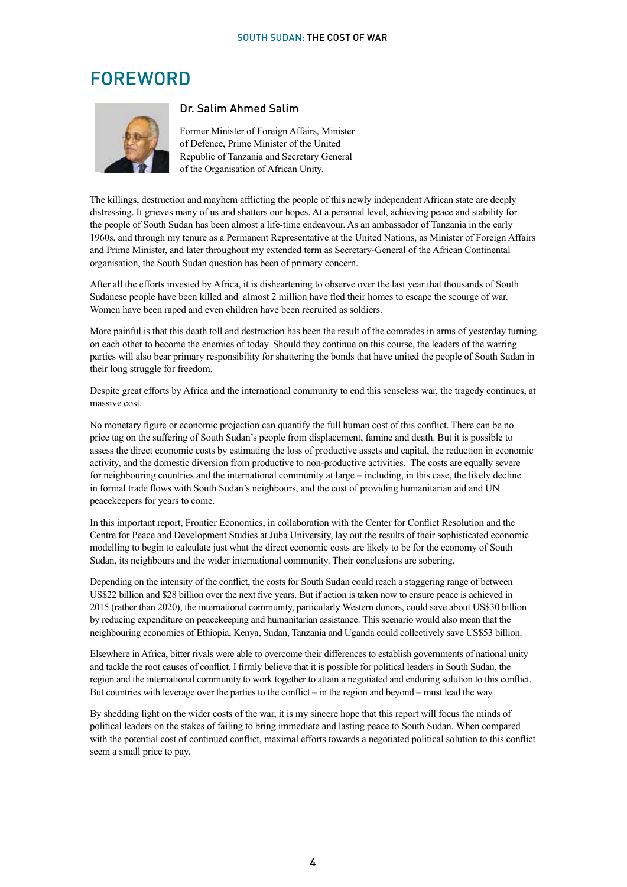# FOREWORD

### Dr. Salim Ahmed Salim

Former Minister of Foreign Affairs, Minister of Defence, Prime Minister of the United Republic of Tanzania and Secretary General of the Organisation of African Unity.

The killings, destruction and mayhem afflicting the people of this newly independent African state are deeply distressing. It grieves many of us and shatters our hopes. At a personal level, achieving peace and stability for the people of South Sudan has been almost a life-time endeavour. As an ambassador of Tanzania in the early 1960s, and through my tenure as a Permanent Representative at the United Nations, as Minister of Foreign Affairs and Prime Minister, and later throughout my extended term as Secretary-General of the African Continental organisation, the South Sudan question has been of primary concern.

After all the efforts invested by Africa, it is disheartening to observe over the last year that thousands of South Sudanese people have been killed and almost 2 million have fled their homes to escape the scourge of war. Women have been raped and even children have been recruited as soldiers.

More painful is that this death toll and destruction has been the result of the comrades in arms of yesterday turning on each other to become the enemies of today. Should they continue on this course, the leaders of the warring parties will also bear primary responsibility for shattering the bonds that have united the people of South Sudan in their long struggle for freedom.

Despite great efforts by Africa and the international community to end this senseless war, the tragedy continues, at massive cost.

No monetary figure or economic projection can quantify the full human cost of this conflict. There can be no price tag on the suffering of South Sudan's people from displacement, famine and death. But it is possible to assess the direct economic costs by estimating the loss of productive assets and capital, the reduction in economic activity, and the domestic diversion from productive to non-productive activities. The costs are equally severe for neighbouring countries and the international community at large – including, in this case, the likely decline in formal trade flows with South Sudan's neighbours, and the cost of providing humanitarian aid and UN peacekeepers for years to come.

In this important report, Frontier Economics, in collaboration with the Center for Conflict Resolution and the Centre for Peace and Development Studies at Juba University, lay out the results of their sophisticated economic modelling to begin to calculate just what the direct economic costs are likely to be for the economy of South Sudan, its neighbours and the wider international community. Their conclusions are sobering.

Depending on the intensity of the conflict, the costs for South Sudan could reach a staggering range of between US$22 billion and $28 billion over the next five years. But if action is taken now to ensure peace is achieved in 2015 (rather than 2020), the international community, particularly Western donors, could save about US$30 billion by reducing expenditure on peacekeeping and humanitarian assistance. This scenario would also mean that the neighbouring economies of Ethiopia, Kenya, Sudan, Tanzania and Uganda could collectively save US$53 billion.

Elsewhere in Africa, bitter rivals were able to overcome their differences to establish governments of national unity and tackle the root causes of conflict. I firmly believe that it is possible for political leaders in South Sudan, the region and the international community to work together to attain a negotiated and enduring solution to this conflict. But countries with leverage over the parties to the conflict – in the region and beyond – must lead the way.

By shedding light on the wider costs of the war, it is my sincere hope that this report will focus the minds of political leaders on the stakes of failing to bring immediate and lasting peace to South Sudan. When compared with the potential cost of continued conflict, maximal efforts towards a negotiated political solution to this conflict seem a small price to pay.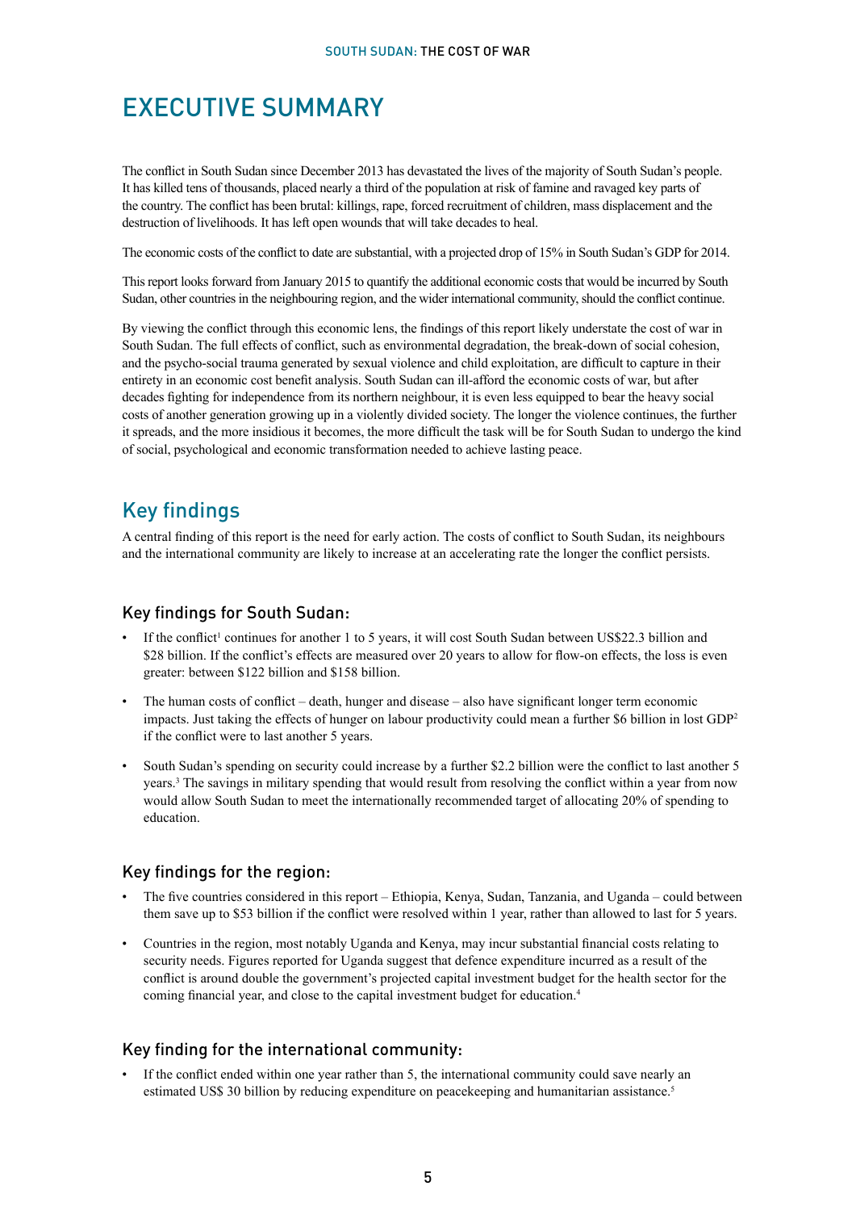# EXECUTIVE SUMMARY

The conflict in South Sudan since December 2013 has devastated the lives of the majority of South Sudan's people. It has killed tens of thousands, placed nearly a third of the population at risk of famine and ravaged key parts of the country. The conflict has been brutal: killings, rape, forced recruitment of children, mass displacement and the destruction of livelihoods. It has left open wounds that will take decades to heal.

The economic costs of the conflict to date are substantial, with a projected drop of 15% in South Sudan's GDP for 2014.

This report looks forward from January 2015 to quantify the additional economic costs that would be incurred by South Sudan, other countries in the neighbouring region, and the wider international community, should the conflict continue.

By viewing the conflict through this economic lens, the findings of this report likely understate the cost of war in South Sudan. The full effects of conflict, such as environmental degradation, the break-down of social cohesion, and the psycho-social trauma generated by sexual violence and child exploitation, are difficult to capture in their entirety in an economic cost benefit analysis. South Sudan can ill-afford the economic costs of war, but after decades fighting for independence from its northern neighbour, it is even less equipped to bear the heavy social costs of another generation growing up in a violently divided society. The longer the violence continues, the further it spreads, and the more insidious it becomes, the more difficult the task will be for South Sudan to undergo the kind of social, psychological and economic transformation needed to achieve lasting peace.

## Key findings

A central finding of this report is the need for early action. The costs of conflict to South Sudan, its neighbours and the international community are likely to increase at an accelerating rate the longer the conflict persists.

### Key findings for South Sudan:

- If the conflict[1] continues for another 1 to 5 years, it will cost South Sudan between US$22.3 billion and $28 billion. If the conflict's effects are measured over 20 years to allow for flow-on effects, the loss is even greater: between $122 billion and $158 billion.
- The human costs of conflict – death, hunger and disease – also have significant longer term economic impacts. Just taking the effects of hunger on labour productivity could mean a further $6 billion in lost GDP[2] if the conflict were to last another 5 years.
- South Sudan's spending on security could increase by a further $2.2 billion were the conflict to last another 5 years.[3] The savings in military spending that would result from resolving the conflict within a year from now would allow South Sudan to meet the internationally recommended target of allocating 20% of spending to education.

### Key findings for the region:

- The five countries considered in this report – Ethiopia, Kenya, Sudan, Tanzania, and Uganda – could between them save up to $53 billion if the conflict were resolved within 1 year, rather than allowed to last for 5 years.
- Countries in the region, most notably Uganda and Kenya, may incur substantial financial costs relating to security needs. Figures reported for Uganda suggest that defence expenditure incurred as a result of the conflict is around double the government's projected capital investment budget for the health sector for the coming financial year, and close to the capital investment budget for education.[4]

### Key finding for the international community:

- If the conflict ended within one year rather than 5, the international community could save nearly an estimated US$ 30 billion by reducing expenditure on peacekeeping and humanitarian assistance.[5]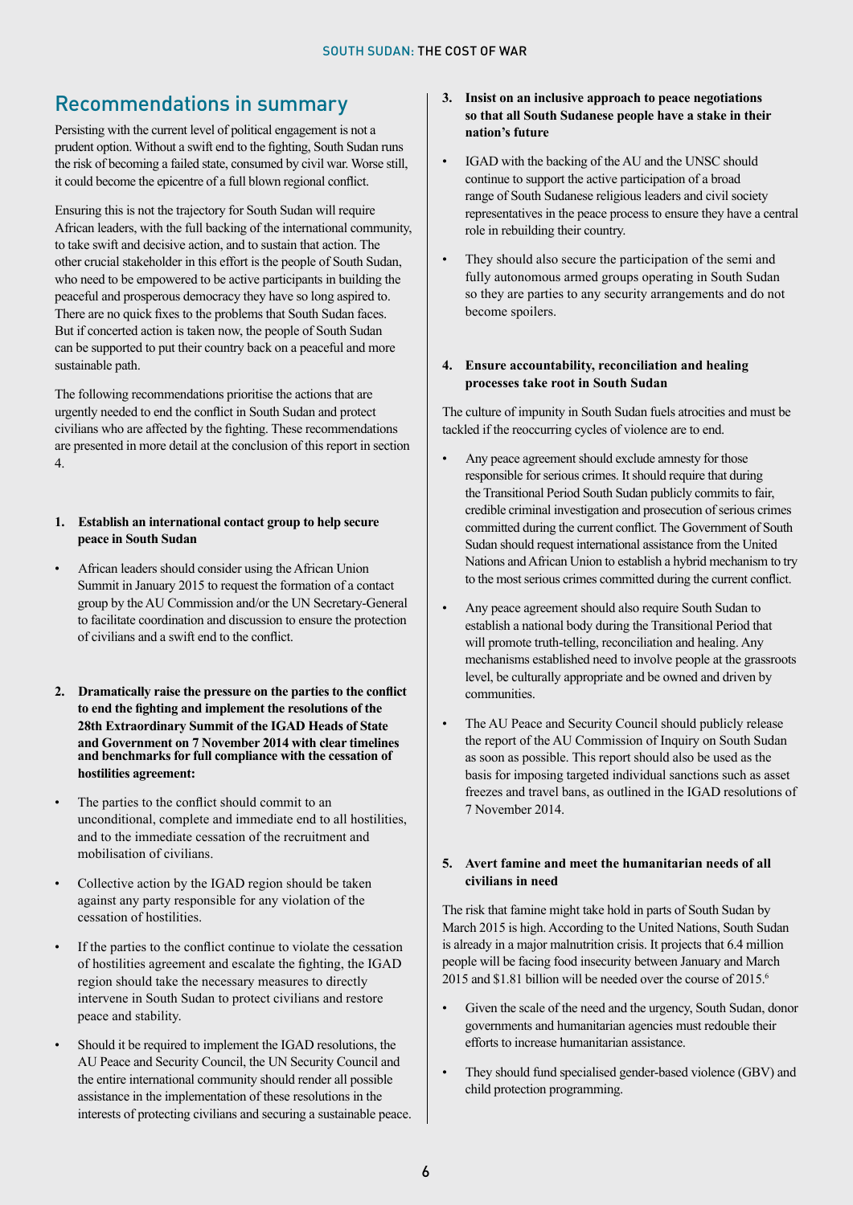## Recommendations in summary

Persisting with the current level of political engagement is not a prudent option. Without a swift end to the fighting, South Sudan runs the risk of becoming a failed state, consumed by civil war. Worse still, it could become the epicentre of a full blown regional conflict.

Ensuring this is not the trajectory for South Sudan will require African leaders, with the full backing of the international community, to take swift and decisive action, and to sustain that action. The other crucial stakeholder in this effort is the people of South Sudan, who need to be empowered to be active participants in building the peaceful and prosperous democracy they have so long aspired to. There are no quick fixes to the problems that South Sudan faces. But if concerted action is taken now, the people of South Sudan can be supported to put their country back on a peaceful and more sustainable path.

The following recommendations prioritise the actions that are urgently needed to end the conflict in South Sudan and protect civilians who are affected by the fighting. These recommendations are presented in more detail at the conclusion of this report in section 4.

1. **Establish an international contact group to help secure peace in South Sudan**

- African leaders should consider using the African Union Summit in January 2015 to request the formation of a contact group by the AU Commission and/or the UN Secretary-General to facilitate coordination and discussion to ensure the protection of civilians and a swift end to the conflict.

2. **Dramatically raise the pressure on the parties to the conflict to end the fighting and implement the resolutions of the 28th Extraordinary Summit of the IGAD Heads of State and Government on 7 November 2014 with clear timelines and benchmarks for full compliance with the cessation of hostilities agreement:**

- The parties to the conflict should commit to an unconditional, complete and immediate end to all hostilities, and to the immediate cessation of the recruitment and mobilisation of civilians.
- Collective action by the IGAD region should be taken against any party responsible for any violation of the cessation of hostilities.
- If the parties to the conflict continue to violate the cessation of hostilities agreement and escalate the fighting, the IGAD region should take the necessary measures to directly intervene in South Sudan to protect civilians and restore peace and stability.
- Should it be required to implement the IGAD resolutions, the AU Peace and Security Council, the UN Security Council and the entire international community should render all possible assistance in the implementation of these resolutions in the interests of protecting civilians and securing a sustainable peace.

3. **Insist on an inclusive approach to peace negotiations so that all South Sudanese people have a stake in their nation's future**

- IGAD with the backing of the AU and the UNSC should continue to support the active participation of a broad range of South Sudanese religious leaders and civil society representatives in the peace process to ensure they have a central role in rebuilding their country.
- They should also secure the participation of the semi and fully autonomous armed groups operating in South Sudan so they are parties to any security arrangements and do not become spoilers.

4. **Ensure accountability, reconciliation and healing processes take root in South Sudan**

The culture of impunity in South Sudan fuels atrocities and must be tackled if the reoccurring cycles of violence are to end.

- Any peace agreement should exclude amnesty for those responsible for serious crimes. It should require that during the Transitional Period South Sudan publicly commits to fair, credible criminal investigation and prosecution of serious crimes committed during the current conflict. The Government of South Sudan should request international assistance from the United Nations and African Union to establish a hybrid mechanism to try to the most serious crimes committed during the current conflict.
- Any peace agreement should also require South Sudan to establish a national body during the Transitional Period that will promote truth-telling, reconciliation and healing. Any mechanisms established need to involve people at the grassroots level, be culturally appropriate and be owned and driven by communities.
- The AU Peace and Security Council should publicly release the report of the AU Commission of Inquiry on South Sudan as soon as possible. This report should also be used as the basis for imposing targeted individual sanctions such as asset freezes and travel bans, as outlined in the IGAD resolutions of 7 November 2014.

5. **Avert famine and meet the humanitarian needs of all civilians in need**

The risk that famine might take hold in parts of South Sudan by March 2015 is high. According to the United Nations, South Sudan is already in a major malnutrition crisis. It projects that 6.4 million people will be facing food insecurity between January and March 2015 and $1.81 billion will be needed over the course of 2015.[6]

- Given the scale of the need and the urgency, South Sudan, donor governments and humanitarian agencies must redouble their efforts to increase humanitarian assistance.
- They should fund specialised gender-based violence (GBV) and child protection programming.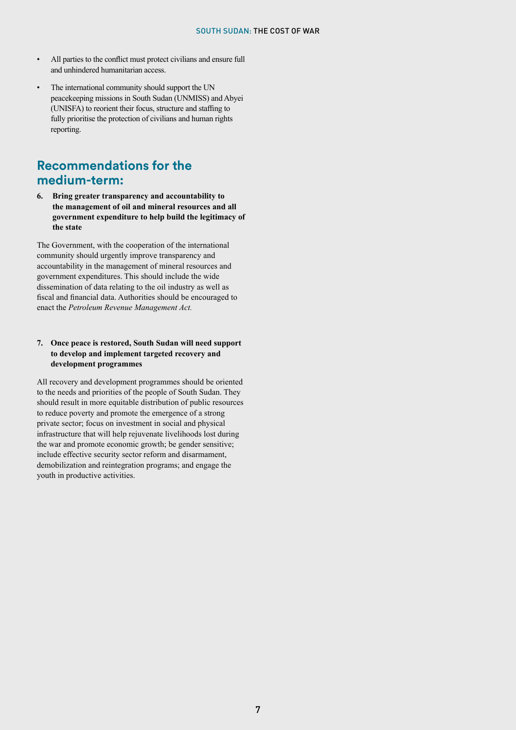- All parties to the conflict must protect civilians and ensure full and unhindered humanitarian access.
- The international community should support the UN peacekeeping missions in South Sudan (UNMISS) and Abyei (UNISFA) to reorient their focus, structure and staffing to fully prioritise the protection of civilians and human rights reporting.

## Recommendations for the medium-term:

**6. Bring greater transparency and accountability to the management of oil and mineral resources and all government expenditure to help build the legitimacy of the state**

The Government, with the cooperation of the international community should urgently improve transparency and accountability in the management of mineral resources and government expenditures. This should include the wide dissemination of data relating to the oil industry as well as fiscal and financial data. Authorities should be encouraged to enact the *Petroleum Revenue Management Act.*

**7. Once peace is restored, South Sudan will need support to develop and implement targeted recovery and development programmes**

All recovery and development programmes should be oriented to the needs and priorities of the people of South Sudan. They should result in more equitable distribution of public resources to reduce poverty and promote the emergence of a strong private sector; focus on investment in social and physical infrastructure that will help rejuvenate livelihoods lost during the war and promote economic growth; be gender sensitive; include effective security sector reform and disarmament, demobilization and reintegration programs; and engage the youth in productive activities.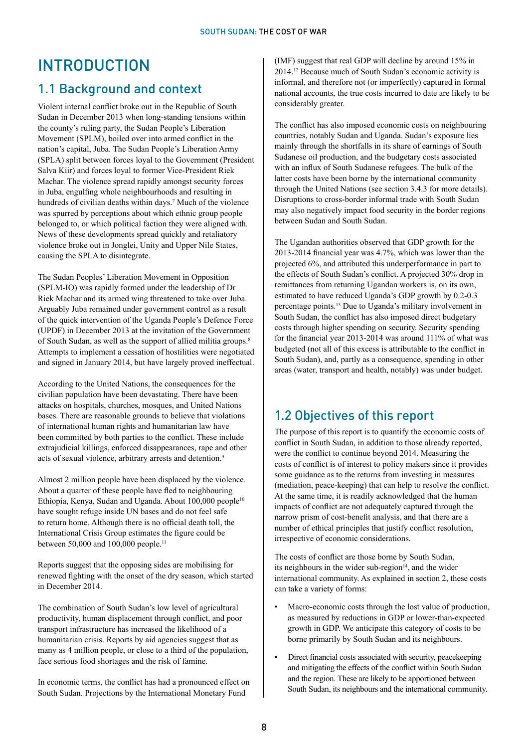# INTRODUCTION

## 1.1 Background and context

Violent internal conflict broke out in the Republic of South Sudan in December 2013 when long-standing tensions within the county's ruling party, the Sudan People's Liberation Movement (SPLM), boiled over into armed conflict in the nation's capital, Juba. The Sudan People's Liberation Army (SPLA) split between forces loyal to the Government (President Salva Kiir) and forces loyal to former Vice-President Riek Machar. The violence spread rapidly amongst security forces in Juba, engulfing whole neighbourhoods and resulting in hundreds of civilian deaths within days.[7] Much of the violence was spurred by perceptions about which ethnic group people belonged to, or which political faction they were aligned with. News of these developments spread quickly and retaliatory violence broke out in Jonglei, Unity and Upper Nile States, causing the SPLA to disintegrate.

The Sudan Peoples' Liberation Movement in Opposition (SPLM-IO) was rapidly formed under the leadership of Dr Riek Machar and its armed wing threatened to take over Juba. Arguably Juba remained under government control as a result of the quick intervention of the Uganda People's Defence Force (UPDF) in December 2013 at the invitation of the Government of South Sudan, as well as the support of allied militia groups.[8] Attempts to implement a cessation of hostilities were negotiated and signed in January 2014, but have largely proved ineffectual.

According to the United Nations, the consequences for the civilian population have been devastating. There have been attacks on hospitals, churches, mosques, and United Nations bases. There are reasonable grounds to believe that violations of international human rights and humanitarian law have been committed by both parties to the conflict. These include extrajudicial killings, enforced disappearances, rape and other acts of sexual violence, arbitrary arrests and detention.[9]

Almost 2 million people have been displaced by the violence. About a quarter of these people have fled to neighbouring Ethiopia, Kenya, Sudan and Uganda. About 100,000 people[10] have sought refuge inside UN bases and do not feel safe to return home. Although there is no official death toll, the International Crisis Group estimates the figure could be between 50,000 and 100,000 people.[11]

Reports suggest that the opposing sides are mobilising for renewed fighting with the onset of the dry season, which started in December 2014.

The combination of South Sudan's low level of agricultural productivity, human displacement through conflict, and poor transport infrastructure has increased the likelihood of a humanitarian crisis. Reports by aid agencies suggest that as many as 4 million people, or close to a third of the population, face serious food shortages and the risk of famine.

In economic terms, the conflict has had a pronounced effect on South Sudan. Projections by the International Monetary Fund (IMF) suggest that real GDP will decline by around 15% in 2014.[12] Because much of South Sudan's economic activity is informal, and therefore not (or imperfectly) captured in formal national accounts, the true costs incurred to date are likely to be considerably greater.

The conflict has also imposed economic costs on neighbouring countries, notably Sudan and Uganda. Sudan's exposure lies mainly through the shortfalls in its share of earnings of South Sudanese oil production, and the budgetary costs associated with an influx of South Sudanese refugees. The bulk of the latter costs have been borne by the international community through the United Nations (see section 3.4.3 for more details). Disruptions to cross-border informal trade with South Sudan may also negatively impact food security in the border regions between Sudan and South Sudan.

The Ugandan authorities observed that GDP growth for the 2013-2014 financial year was 4.7%, which was lower than the projected 6%, and attributed this underperformance in part to the effects of South Sudan's conflict. A projected 30% drop in remittances from returning Ugandan workers is, on its own, estimated to have reduced Uganda's GDP growth by 0.2-0.3 percentage points.[13] Due to Uganda's military involvement in South Sudan, the conflict has also imposed direct budgetary costs through higher spending on security. Security spending for the financial year 2013-2014 was around 111% of what was budgeted (not all of this excess is attributable to the conflict in South Sudan), and, partly as a consequence, spending in other areas (water, transport and health, notably) was under budget.

## 1.2 Objectives of this report

The purpose of this report is to quantify the economic costs of conflict in South Sudan, in addition to those already reported, were the conflict to continue beyond 2014. Measuring the costs of conflict is of interest to policy makers since it provides some guidance as to the returns from investing in measures (mediation, peace-keeping) that can help to resolve the conflict. At the same time, it is readily acknowledged that the human impacts of conflict are not adequately captured through the narrow prism of cost-benefit analysis, and that there are a number of ethical principles that justify conflict resolution, irrespective of economic considerations.

The costs of conflict are those borne by South Sudan, its neighbours in the wider sub-region[14], and the wider international community. As explained in section 2, these costs can take a variety of forms:

- Macro-economic costs through the lost value of production, as measured by reductions in GDP or lower-than-expected growth in GDP. We anticipate this category of costs to be borne primarily by South Sudan and its neighbours.
- Direct financial costs associated with security, peacekeeping and mitigating the effects of the conflict within South Sudan and the region. These are likely to be apportioned between South Sudan, its neighbours and the international community.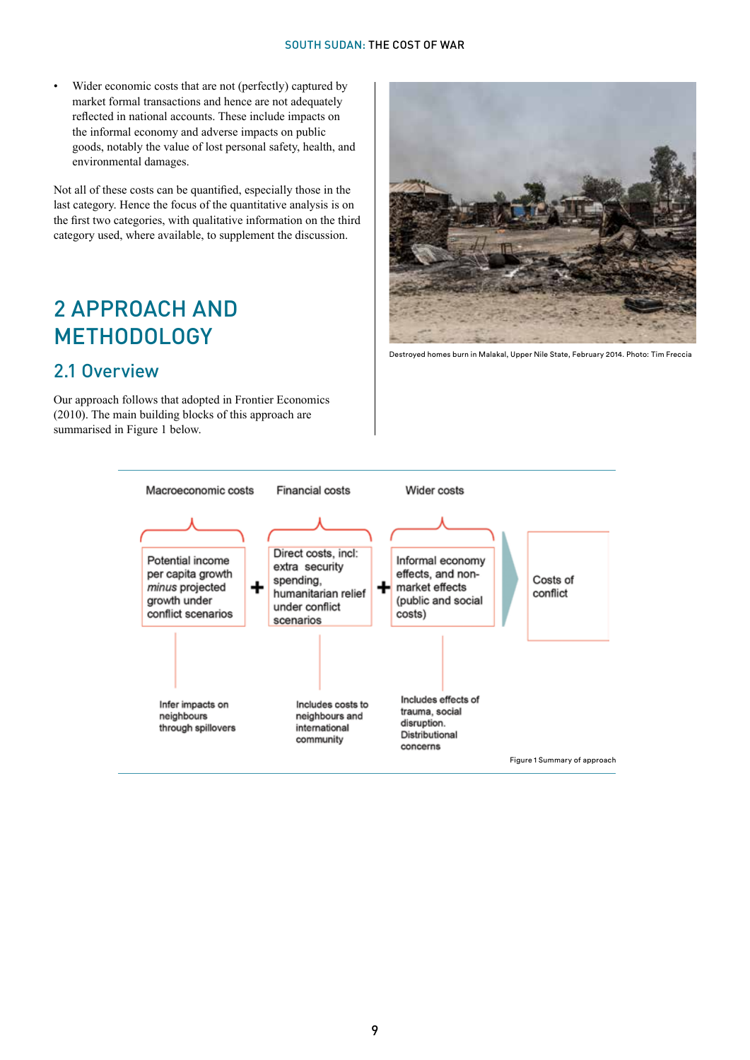- Wider economic costs that are not (perfectly) captured by market formal transactions and hence are not adequately reflected in national accounts. These include impacts on the informal economy and adverse impacts on public goods, notably the value of lost personal safety, health, and environmental damages.

Not all of these costs can be quantified, especially those in the last category. Hence the focus of the quantitative analysis is on the first two categories, with qualitative information on the third category used, where available, to supplement the discussion.

# 2 APPROACH AND METHODOLOGY

## 2.1 Overview

Our approach follows that adopted in Frontier Economics (2010). The main building blocks of this approach are summarised in Figure 1 below.

Destroyed homes burn in Malakal, Upper Nile State, February 2014. Photo: Tim Freccia

| Macroeconomic costs | | Financial costs | | Wider costs | | |
|---|---|---|---|---|---|---|
| Potential income per capita growth *minus* projected growth under conflict scenarios | + | Direct costs, incl: extra security spending, humanitarian relief under conflict scenarios | + | Informal economy effects, and non-market effects (public and social costs) | → | Costs of conflict |
| Infer impacts on neighbours through spillovers | | Includes costs to neighbours and international community | | Includes effects of trauma, social disruption. Distributional concerns | | |

Figure 1 Summary of approach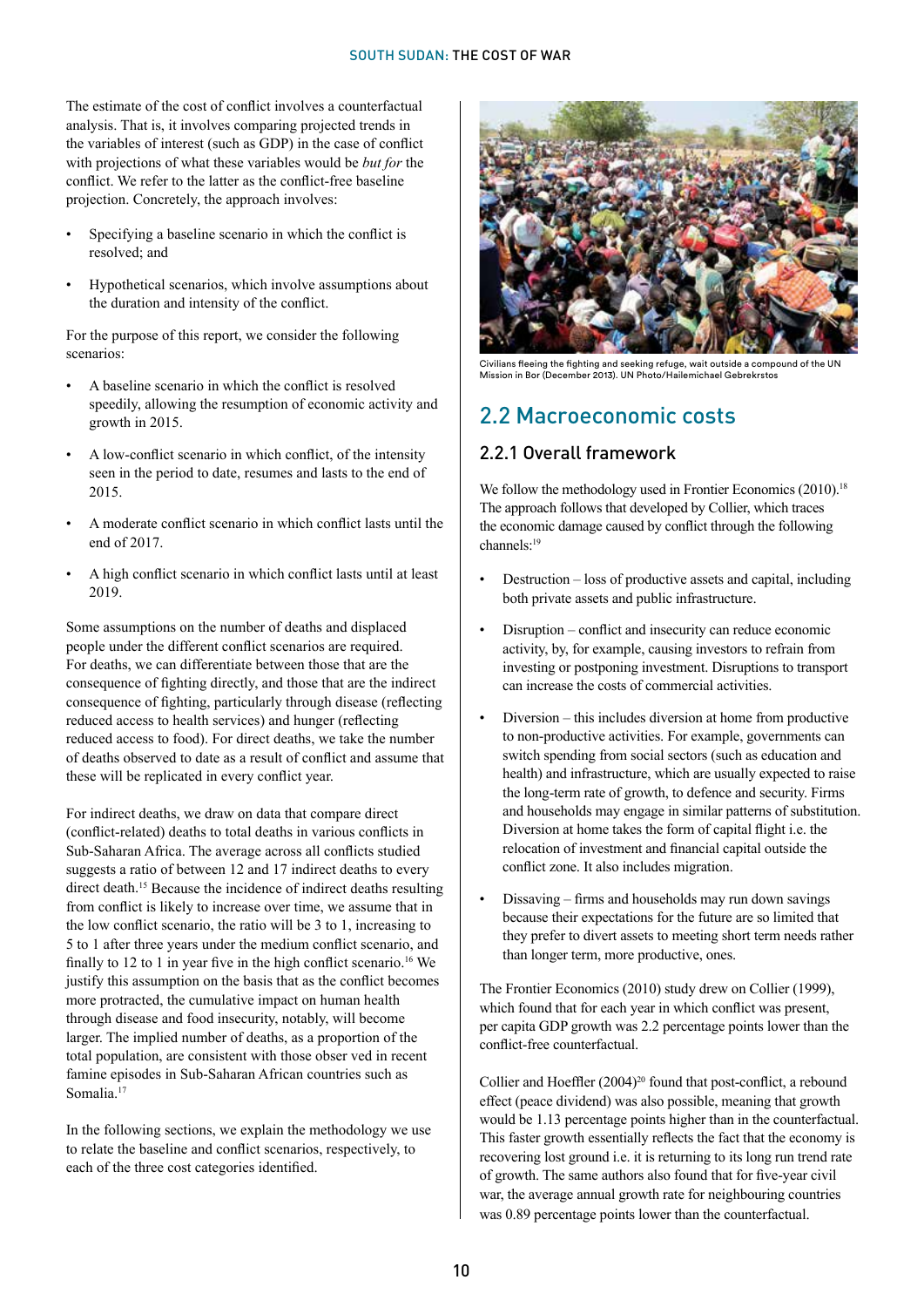The estimate of the cost of conflict involves a counterfactual analysis. That is, it involves comparing projected trends in the variables of interest (such as GDP) in the case of conflict with projections of what these variables would be *but for* the conflict. We refer to the latter as the conflict-free baseline projection. Concretely, the approach involves:

- Specifying a baseline scenario in which the conflict is resolved; and
- Hypothetical scenarios, which involve assumptions about the duration and intensity of the conflict.

For the purpose of this report, we consider the following scenarios:

- A baseline scenario in which the conflict is resolved speedily, allowing the resumption of economic activity and growth in 2015.
- A low-conflict scenario in which conflict, of the intensity seen in the period to date, resumes and lasts to the end of 2015.
- A moderate conflict scenario in which conflict lasts until the end of 2017.
- A high conflict scenario in which conflict lasts until at least 2019.

Some assumptions on the number of deaths and displaced people under the different conflict scenarios are required. For deaths, we can differentiate between those that are the consequence of fighting directly, and those that are the indirect consequence of fighting, particularly through disease (reflecting reduced access to health services) and hunger (reflecting reduced access to food). For direct deaths, we take the number of deaths observed to date as a result of conflict and assume that these will be replicated in every conflict year.

For indirect deaths, we draw on data that compare direct (conflict-related) deaths to total deaths in various conflicts in Sub-Saharan Africa. The average across all conflicts studied suggests a ratio of between 12 and 17 indirect deaths to every direct death.[15] Because the incidence of indirect deaths resulting from conflict is likely to increase over time, we assume that in the low conflict scenario, the ratio will be 3 to 1, increasing to 5 to 1 after three years under the medium conflict scenario, and finally to 12 to 1 in year five in the high conflict scenario.[16] We justify this assumption on the basis that as the conflict becomes more protracted, the cumulative impact on human health through disease and food insecurity, notably, will become larger. The implied number of deaths, as a proportion of the total population, are consistent with those obser ved in recent famine episodes in Sub-Saharan African countries such as Somalia.[17]

In the following sections, we explain the methodology we use to relate the baseline and conflict scenarios, respectively, to each of the three cost categories identified.

Civilians fleeing the fighting and seeking refuge, wait outside a compound of the UN Mission in Bor (December 2013). UN Photo/Hailemichael Gebrekrstos

## 2.2 Macroeconomic costs

### 2.2.1 Overall framework

We follow the methodology used in Frontier Economics (2010).[18] The approach follows that developed by Collier, which traces the economic damage caused by conflict through the following channels:[19]

- Destruction – loss of productive assets and capital, including both private assets and public infrastructure.
- Disruption – conflict and insecurity can reduce economic activity, by, for example, causing investors to refrain from investing or postponing investment. Disruptions to transport can increase the costs of commercial activities.
- Diversion – this includes diversion at home from productive to non-productive activities. For example, governments can switch spending from social sectors (such as education and health) and infrastructure, which are usually expected to raise the long-term rate of growth, to defence and security. Firms and households may engage in similar patterns of substitution. Diversion at home takes the form of capital flight i.e. the relocation of investment and financial capital outside the conflict zone. It also includes migration.
- Dissaving – firms and households may run down savings because their expectations for the future are so limited that they prefer to divert assets to meeting short term needs rather than longer term, more productive, ones.

The Frontier Economics (2010) study drew on Collier (1999), which found that for each year in which conflict was present, per capita GDP growth was 2.2 percentage points lower than the conflict-free counterfactual.

Collier and Hoeffler (2004)[20] found that post-conflict, a rebound effect (peace dividend) was also possible, meaning that growth would be 1.13 percentage points higher than in the counterfactual. This faster growth essentially reflects the fact that the economy is recovering lost ground i.e. it is returning to its long run trend rate of growth. The same authors also found that for five-year civil war, the average annual growth rate for neighbouring countries was 0.89 percentage points lower than the counterfactual.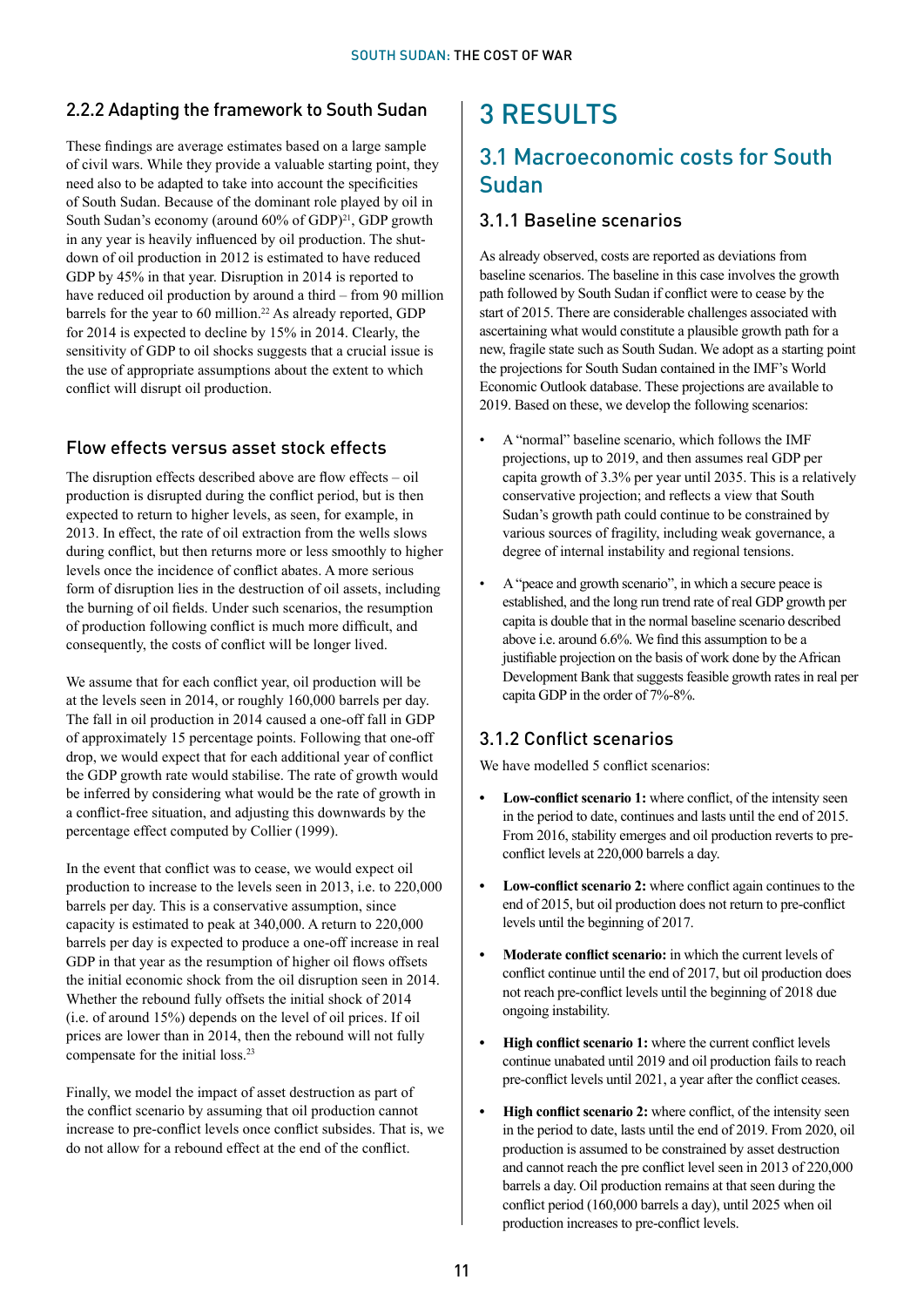### 2.2.2 Adapting the framework to South Sudan

These findings are average estimates based on a large sample of civil wars. While they provide a valuable starting point, they need also to be adapted to take into account the specificities of South Sudan. Because of the dominant role played by oil in South Sudan's economy (around 60% of GDP)[21], GDP growth in any year is heavily influenced by oil production. The shut-down of oil production in 2012 is estimated to have reduced GDP by 45% in that year. Disruption in 2014 is reported to have reduced oil production by around a third – from 90 million barrels for the year to 60 million.[22] As already reported, GDP for 2014 is expected to decline by 15% in 2014. Clearly, the sensitivity of GDP to oil shocks suggests that a crucial issue is the use of appropriate assumptions about the extent to which conflict will disrupt oil production.

### Flow effects versus asset stock effects

The disruption effects described above are flow effects – oil production is disrupted during the conflict period, but is then expected to return to higher levels, as seen, for example, in 2013. In effect, the rate of oil extraction from the wells slows during conflict, but then returns more or less smoothly to higher levels once the incidence of conflict abates. A more serious form of disruption lies in the destruction of oil assets, including the burning of oil fields. Under such scenarios, the resumption of production following conflict is much more difficult, and consequently, the costs of conflict will be longer lived.

We assume that for each conflict year, oil production will be at the levels seen in 2014, or roughly 160,000 barrels per day. The fall in oil production in 2014 caused a one-off fall in GDP of approximately 15 percentage points. Following that one-off drop, we would expect that for each additional year of conflict the GDP growth rate would stabilise. The rate of growth would be inferred by considering what would be the rate of growth in a conflict-free situation, and adjusting this downwards by the percentage effect computed by Collier (1999).

In the event that conflict was to cease, we would expect oil production to increase to the levels seen in 2013, i.e. to 220,000 barrels per day. This is a conservative assumption, since capacity is estimated to peak at 340,000. A return to 220,000 barrels per day is expected to produce a one-off increase in real GDP in that year as the resumption of higher oil flows offsets the initial economic shock from the oil disruption seen in 2014. Whether the rebound fully offsets the initial shock of 2014 (i.e. of around 15%) depends on the level of oil prices. If oil prices are lower than in 2014, then the rebound will not fully compensate for the initial loss.[23]

Finally, we model the impact of asset destruction as part of the conflict scenario by assuming that oil production cannot increase to pre-conflict levels once conflict subsides. That is, we do not allow for a rebound effect at the end of the conflict.

# 3 RESULTS

## 3.1 Macroeconomic costs for South Sudan

### 3.1.1 Baseline scenarios

As already observed, costs are reported as deviations from baseline scenarios. The baseline in this case involves the growth path followed by South Sudan if conflict were to cease by the start of 2015. There are considerable challenges associated with ascertaining what would constitute a plausible growth path for a new, fragile state such as South Sudan. We adopt as a starting point the projections for South Sudan contained in the IMF's World Economic Outlook database. These projections are available to 2019. Based on these, we develop the following scenarios:

- A "normal" baseline scenario, which follows the IMF projections, up to 2019, and then assumes real GDP per capita growth of 3.3% per year until 2035. This is a relatively conservative projection; and reflects a view that South Sudan's growth path could continue to be constrained by various sources of fragility, including weak governance, a degree of internal instability and regional tensions.
- A "peace and growth scenario", in which a secure peace is established, and the long run trend rate of real GDP growth per capita is double that in the normal baseline scenario described above i.e. around 6.6%. We find this assumption to be a justifiable projection on the basis of work done by the African Development Bank that suggests feasible growth rates in real per capita GDP in the order of 7%-8%.

### 3.1.2 Conflict scenarios

We have modelled 5 conflict scenarios:

- **Low-conflict scenario 1:** where conflict, of the intensity seen in the period to date, continues and lasts until the end of 2015. From 2016, stability emerges and oil production reverts to pre-conflict levels at 220,000 barrels a day.
- **Low-conflict scenario 2:** where conflict again continues to the end of 2015, but oil production does not return to pre-conflict levels until the beginning of 2017.
- **Moderate conflict scenario:** in which the current levels of conflict continue until the end of 2017, but oil production does not reach pre-conflict levels until the beginning of 2018 due ongoing instability.
- **High conflict scenario 1:** where the current conflict levels continue unabated until 2019 and oil production fails to reach pre-conflict levels until 2021, a year after the conflict ceases.
- **High conflict scenario 2:** where conflict, of the intensity seen in the period to date, lasts until the end of 2019. From 2020, oil production is assumed to be constrained by asset destruction and cannot reach the pre conflict level seen in 2013 of 220,000 barrels a day. Oil production remains at that seen during the conflict period (160,000 barrels a day), until 2025 when oil production increases to pre-conflict levels.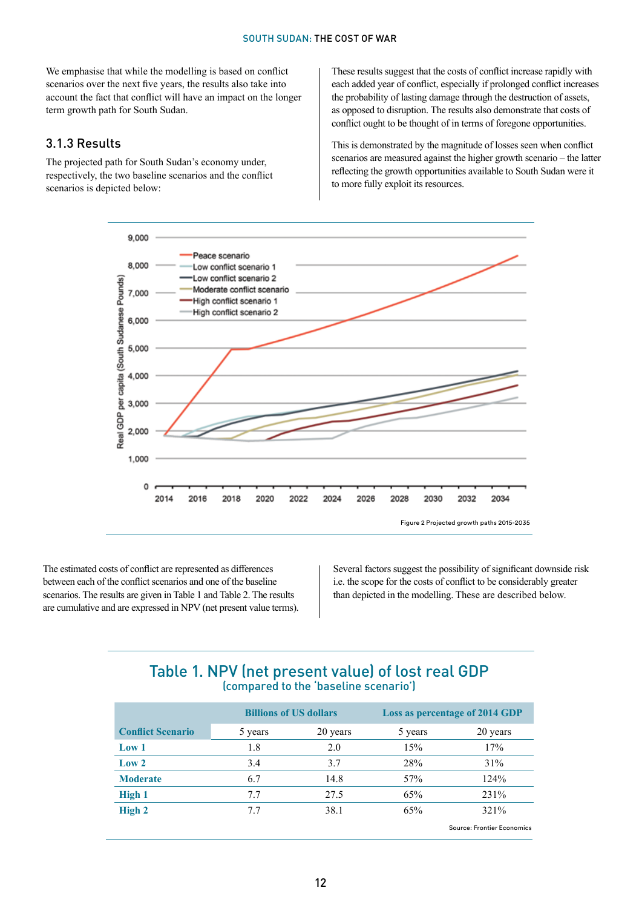We emphasise that while the modelling is based on conflict scenarios over the next five years, the results also take into account the fact that conflict will have an impact on the longer term growth path for South Sudan.

### 3.1.3 Results

The projected path for South Sudan's economy under, respectively, the two baseline scenarios and the conflict scenarios is depicted below:

These results suggest that the costs of conflict increase rapidly with each added year of conflict, especially if prolonged conflict increases the probability of lasting damage through the destruction of assets, as opposed to disruption. The results also demonstrate that costs of conflict ought to be thought of in terms of foregone opportunities.

This is demonstrated by the magnitude of losses seen when conflict scenarios are measured against the higher growth scenario – the latter reflecting the growth opportunities available to South Sudan were it to more fully exploit its resources.

Figure 2 Projected growth paths 2015-2035

The estimated costs of conflict are represented as differences between each of the conflict scenarios and one of the baseline scenarios. The results are given in Table 1 and Table 2. The results are cumulative and are expressed in NPV (net present value terms).

Several factors suggest the possibility of significant downside risk i.e. the scope for the costs of conflict to be considerably greater than depicted in the modelling. These are described below.

## Table 1. NPV (net present value) of lost real GDP
(compared to the 'baseline scenario')

| | Billions of US dollars | | Loss as percentage of 2014 GDP | |
|---|---|---|---|---|
| **Conflict Scenario** | 5 years | 20 years | 5 years | 20 years |
| **Low 1** | 1.8 | 2.0 | 15% | 17% |
| **Low 2** | 3.4 | 3.7 | 28% | 31% |
| **Moderate** | 6.7 | 14.8 | 57% | 124% |
| **High 1** | 7.7 | 27.5 | 65% | 231% |
| **High 2** | 7.7 | 38.1 | 65% | 321% |

Source: Frontier Economics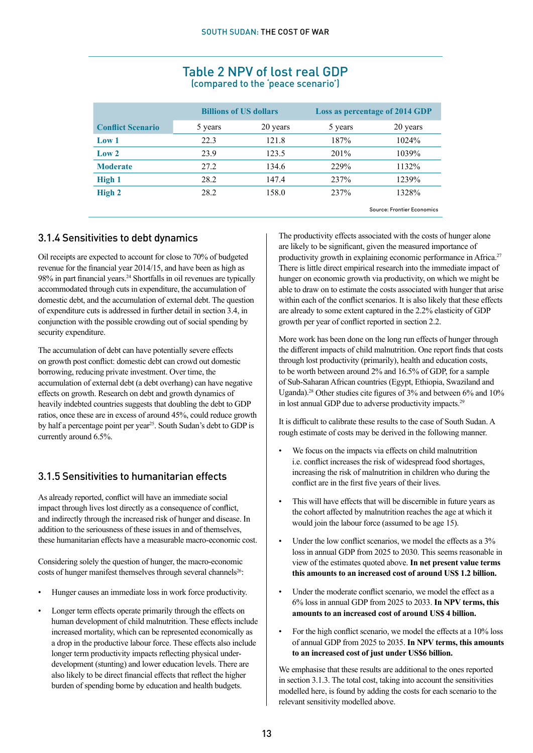## Table 2 NPV of lost real GDP
(compared to the 'peace scenario')

| Conflict Scenario | Billions of US dollars | | Loss as percentage of 2014 GDP | |
|---|---|---|---|---|
| | 5 years | 20 years | 5 years | 20 years |
| **Low 1** | 22.3 | 121.8 | 187% | 1024% |
| **Low 2** | 23.9 | 123.5 | 201% | 1039% |
| **Moderate** | 27.2 | 134.6 | 229% | 1132% |
| **High 1** | 28.2 | 147.4 | 237% | 1239% |
| **High 2** | 28.2 | 158.0 | 237% | 1328% |

Source: Frontier Economics

### 3.1.4 Sensitivities to debt dynamics

Oil receipts are expected to account for close to 70% of budgeted revenue for the financial year 2014/15, and have been as high as 98% in part financial years.[24] Shortfalls in oil revenues are typically accommodated through cuts in expenditure, the accumulation of domestic debt, and the accumulation of external debt. The question of expenditure cuts is addressed in further detail in section 3.4, in conjunction with the possible crowding out of social spending by security expenditure.

The accumulation of debt can have potentially severe effects on growth post conflict: domestic debt can crowd out domestic borrowing, reducing private investment. Over time, the accumulation of external debt (a debt overhang) can have negative effects on growth. Research on debt and growth dynamics of heavily indebted countries suggests that doubling the debt to GDP ratios, once these are in excess of around 45%, could reduce growth by half a percentage point per year[25]. South Sudan's debt to GDP is currently around 6.5%.

### 3.1.5 Sensitivities to humanitarian effects

As already reported, conflict will have an immediate social impact through lives lost directly as a consequence of conflict, and indirectly through the increased risk of hunger and disease. In addition to the seriousness of these issues in and of themselves, these humanitarian effects have a measurable macro-economic cost.

Considering solely the question of hunger, the macro-economic costs of hunger manifest themselves through several channels[26]:

- Hunger causes an immediate loss in work force productivity.
- Longer term effects operate primarily through the effects on human development of child malnutrition. These effects include increased mortality, which can be represented economically as a drop in the productive labour force. These effects also include longer term productivity impacts reflecting physical under-development (stunting) and lower education levels. There are also likely to be direct financial effects that reflect the higher burden of spending borne by education and health budgets.

The productivity effects associated with the costs of hunger alone are likely to be significant, given the measured importance of productivity growth in explaining economic performance in Africa.[27] There is little direct empirical research into the immediate impact of hunger on economic growth via productivity, on which we might be able to draw on to estimate the costs associated with hunger that arise within each of the conflict scenarios. It is also likely that these effects are already to some extent captured in the 2.2% elasticity of GDP growth per year of conflict reported in section 2.2.

More work has been done on the long run effects of hunger through the different impacts of child malnutrition. One report finds that costs through lost productivity (primarily), health and education costs, to be worth between around 2% and 16.5% of GDP, for a sample of Sub-Saharan African countries (Egypt, Ethiopia, Swaziland and Uganda).[28] Other studies cite figures of 3% and between 6% and 10% in lost annual GDP due to adverse productivity impacts.[29]

It is difficult to calibrate these results to the case of South Sudan. A rough estimate of costs may be derived in the following manner.

- We focus on the impacts via effects on child malnutrition i.e. conflict increases the risk of widespread food shortages, increasing the risk of malnutrition in children who during the conflict are in the first five years of their lives.
- This will have effects that will be discernible in future years as the cohort affected by malnutrition reaches the age at which it would join the labour force (assumed to be age 15).
- Under the low conflict scenarios, we model the effects as a 3% loss in annual GDP from 2025 to 2030. This seems reasonable in view of the estimates quoted above. **In net present value terms this amounts to an increased cost of around US$ 1.2 billion.**
- Under the moderate conflict scenario, we model the effect as a 6% loss in annual GDP from 2025 to 2033. **In NPV terms, this amounts to an increased cost of around US$ 4 billion.**
- For the high conflict scenario, we model the effects at a 10% loss of annual GDP from 2025 to 2035. **In NPV terms, this amounts to an increased cost of just under US$6 billion.**

We emphasise that these results are additional to the ones reported in section 3.1.3. The total cost, taking into account the sensitivities modelled here, is found by adding the costs for each scenario to the relevant sensitivity modelled above.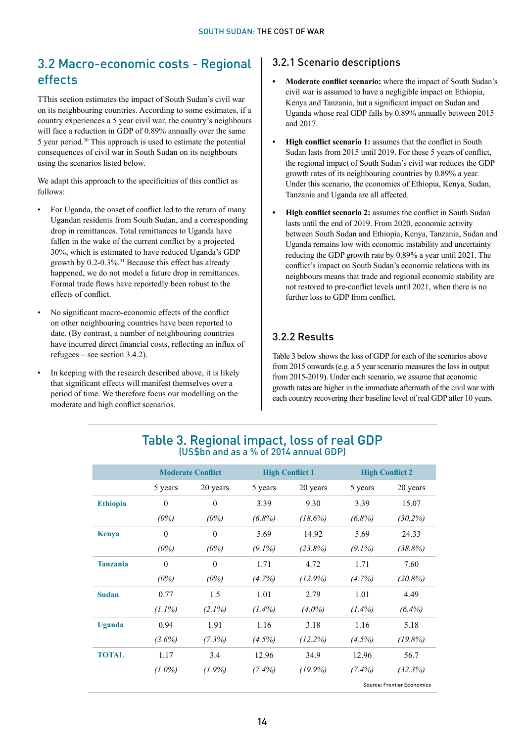## 3.2 Macro-economic costs - Regional effects

TThis section estimates the impact of South Sudan's civil war on its neighbouring countries. According to some estimates, if a country experiences a 5 year civil war, the country's neighbours will face a reduction in GDP of 0.89% annually over the same 5 year period.[30] This approach is used to estimate the potential consequences of civil war in South Sudan on its neighbours using the scenarios listed below.

We adapt this approach to the specificities of this conflict as follows:

- For Uganda, the onset of conflict led to the return of many Ugandan residents from South Sudan, and a corresponding drop in remittances. Total remittances to Uganda have fallen in the wake of the current conflict by a projected 30%, which is estimated to have reduced Uganda's GDP growth by 0.2-0.3%.[31] Because this effect has already happened, we do not model a future drop in remittances. Formal trade flows have reportedly been robust to the effects of conflict.
- No significant macro-economic effects of the conflict on other neighbouring countries have been reported to date. (By contrast, a number of neighbouring countries have incurred direct financial costs, reflecting an influx of refugees – see section 3.4.2).
- In keeping with the research described above, it is likely that significant effects will manifest themselves over a period of time. We therefore focus our modelling on the moderate and high conflict scenarios.

### 3.2.1 Scenario descriptions

- **Moderate conflict scenario:** where the impact of South Sudan's civil war is assumed to have a negligible impact on Ethiopia, Kenya and Tanzania, but a significant impact on Sudan and Uganda whose real GDP falls by 0.89% annually between 2015 and 2017.
- **High conflict scenario 1:** assumes that the conflict in South Sudan lasts from 2015 until 2019. For these 5 years of conflict, the regional impact of South Sudan's civil war reduces the GDP growth rates of its neighbouring countries by 0.89% a year. Under this scenario, the economies of Ethiopia, Kenya, Sudan, Tanzania and Uganda are all affected.
- **High conflict scenario 2:** assumes the conflict in South Sudan lasts until the end of 2019. From 2020, economic activity between South Sudan and Ethiopia, Kenya, Tanzania, Sudan and Uganda remains low with economic instability and uncertainty reducing the GDP growth rate by 0.89% a year until 2021. The conflict's impact on South Sudan's economic relations with its neighbours means that trade and regional economic stability are not restored to pre-conflict levels until 2021, when there is no further loss to GDP from conflict.

### 3.2.2 Results

Table 3 below shows the loss of GDP for each of the scenarios above from 2015 onwards (e.g. a 5 year scenario measures the loss in output from 2015-2019). Under each scenario, we assume that economic growth rates are higher in the immediate aftermath of the civil war with each country recovering their baseline level of real GDP after 10 years.

**Table 3. Regional impact, loss of real GDP**
(US$bn and as a % of 2014 annual GDP)

| | Moderate Conflict | | High Conflict 1 | | High Conflict 2 | |
|---|---|---|---|---|---|---|
| | 5 years | 20 years | 5 years | 20 years | 5 years | 20 years |
| **Ethiopia** | 0 | 0 | 3.39 | 9.30 | 3.39 | 15.07 |
| | *(0%)* | *(0%)* | *(6.8%)* | *(18.6%)* | *(6.8%)* | *(30.2%)* |
| **Kenya** | 0 | 0 | 5.69 | 14.92 | 5.69 | 24.33 |
| | *(0%)* | *(0%)* | *(9.1%)* | *(23.8%)* | *(9.1%)* | *(38.8%)* |
| **Tanzania** | 0 | 0 | 1.71 | 4.72 | 1.71 | 7.60 |
| | *(0%)* | *(0%)* | *(4.7%)* | *(12.9%)* | *(4.7%)* | *(20.8%)* |
| **Sudan** | 0.77 | 1.5 | 1.01 | 2.79 | 1.01 | 4.49 |
| | *(1.1%)* | *(2.1%)* | *(1.4%)* | *(4.0%)* | *(1.4%)* | *(6.4%)* |
| **Uganda** | 0.94 | 1.91 | 1.16 | 3.18 | 1.16 | 5.18 |
| | *(3.6%)* | *(7.3%)* | *(4.5%)* | *(12.2%)* | *(4.5%)* | *(19.8%)* |
| **TOTAL** | 1.17 | 3.4 | 12.96 | 34.9 | 12.96 | 56.7 |
| | *(1.0%)* | *(1.9%)* | *(7.4%)* | *(19.9%)* | *(7.4%)* | *(32.3%)* |

Source: Frontier Economics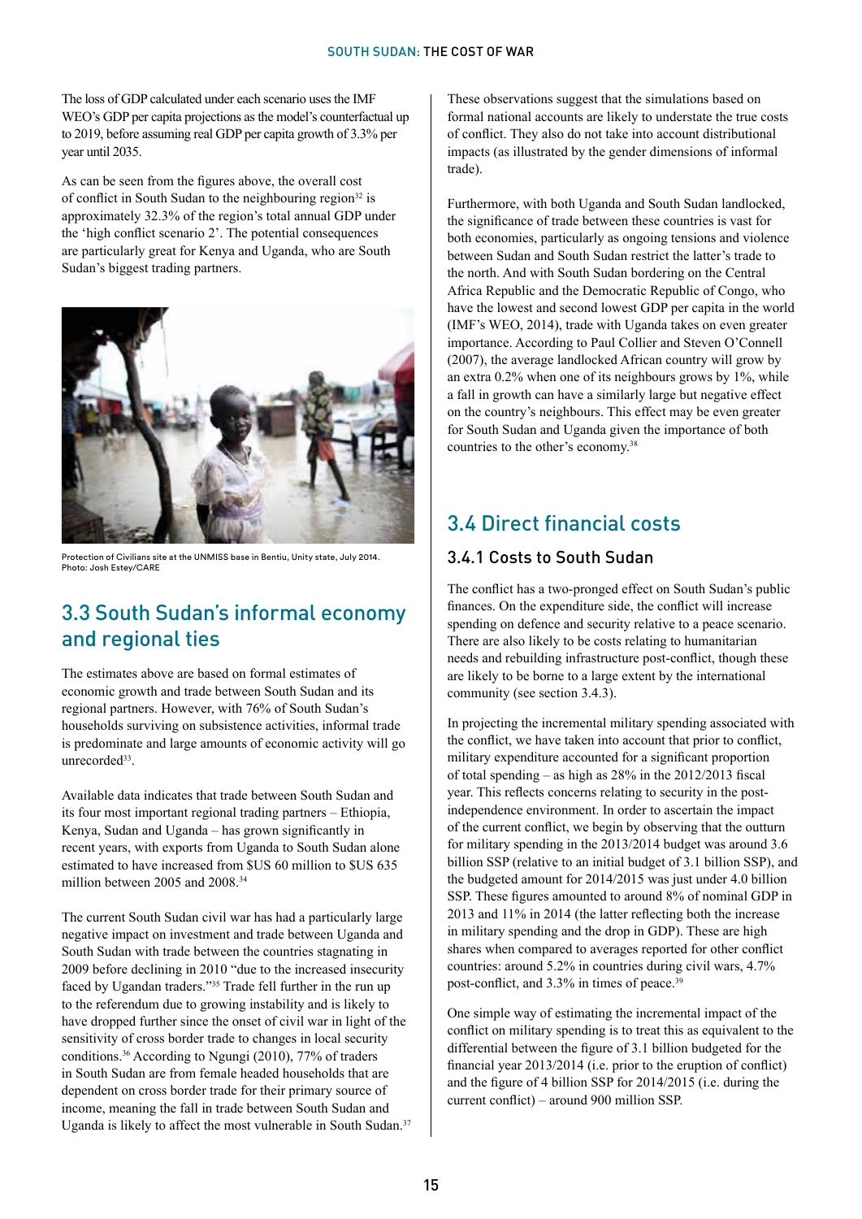The loss of GDP calculated under each scenario uses the IMF WEO's GDP per capita projections as the model's counterfactual up to 2019, before assuming real GDP per capita growth of 3.3% per year until 2035.

As can be seen from the figures above, the overall cost of conflict in South Sudan to the neighbouring region[32] is approximately 32.3% of the region's total annual GDP under the 'high conflict scenario 2'. The potential consequences are particularly great for Kenya and Uganda, who are South Sudan's biggest trading partners.

Protection of Civilians site at the UNMISS base in Bentiu, Unity state, July 2014. Photo: Josh Estey/CARE

## 3.3 South Sudan's informal economy and regional ties

The estimates above are based on formal estimates of economic growth and trade between South Sudan and its regional partners. However, with 76% of South Sudan's households surviving on subsistence activities, informal trade is predominate and large amounts of economic activity will go unrecorded[33].

Available data indicates that trade between South Sudan and its four most important regional trading partners – Ethiopia, Kenya, Sudan and Uganda – has grown significantly in recent years, with exports from Uganda to South Sudan alone estimated to have increased from $US 60 million to $US 635 million between 2005 and 2008.[34]

The current South Sudan civil war has had a particularly large negative impact on investment and trade between Uganda and South Sudan with trade between the countries stagnating in 2009 before declining in 2010 "due to the increased insecurity faced by Ugandan traders."[35] Trade fell further in the run up to the referendum due to growing instability and is likely to have dropped further since the onset of civil war in light of the sensitivity of cross border trade to changes in local security conditions.[36] According to Ngungi (2010), 77% of traders in South Sudan are from female headed households that are dependent on cross border trade for their primary source of income, meaning the fall in trade between South Sudan and Uganda is likely to affect the most vulnerable in South Sudan.[37]

These observations suggest that the simulations based on formal national accounts are likely to understate the true costs of conflict. They also do not take into account distributional impacts (as illustrated by the gender dimensions of informal trade).

Furthermore, with both Uganda and South Sudan landlocked, the significance of trade between these countries is vast for both economies, particularly as ongoing tensions and violence between Sudan and South Sudan restrict the latter's trade to the north. And with South Sudan bordering on the Central Africa Republic and the Democratic Republic of Congo, who have the lowest and second lowest GDP per capita in the world (IMF's WEO, 2014), trade with Uganda takes on even greater importance. According to Paul Collier and Steven O'Connell (2007), the average landlocked African country will grow by an extra 0.2% when one of its neighbours grows by 1%, while a fall in growth can have a similarly large but negative effect on the country's neighbours. This effect may be even greater for South Sudan and Uganda given the importance of both countries to the other's economy.[38]

## 3.4 Direct financial costs

### 3.4.1 Costs to South Sudan

The conflict has a two-pronged effect on South Sudan's public finances. On the expenditure side, the conflict will increase spending on defence and security relative to a peace scenario. There are also likely to be costs relating to humanitarian needs and rebuilding infrastructure post-conflict, though these are likely to be borne to a large extent by the international community (see section 3.4.3).

In projecting the incremental military spending associated with the conflict, we have taken into account that prior to conflict, military expenditure accounted for a significant proportion of total spending – as high as 28% in the 2012/2013 fiscal year. This reflects concerns relating to security in the post-independence environment. In order to ascertain the impact of the current conflict, we begin by observing that the outturn for military spending in the 2013/2014 budget was around 3.6 billion SSP (relative to an initial budget of 3.1 billion SSP), and the budgeted amount for 2014/2015 was just under 4.0 billion SSP. These figures amounted to around 8% of nominal GDP in 2013 and 11% in 2014 (the latter reflecting both the increase in military spending and the drop in GDP). These are high shares when compared to averages reported for other conflict countries: around 5.2% in countries during civil wars, 4.7% post-conflict, and 3.3% in times of peace.[39]

One simple way of estimating the incremental impact of the conflict on military spending is to treat this as equivalent to the differential between the figure of 3.1 billion budgeted for the financial year 2013/2014 (i.e. prior to the eruption of conflict) and the figure of 4 billion SSP for 2014/2015 (i.e. during the current conflict) – around 900 million SSP.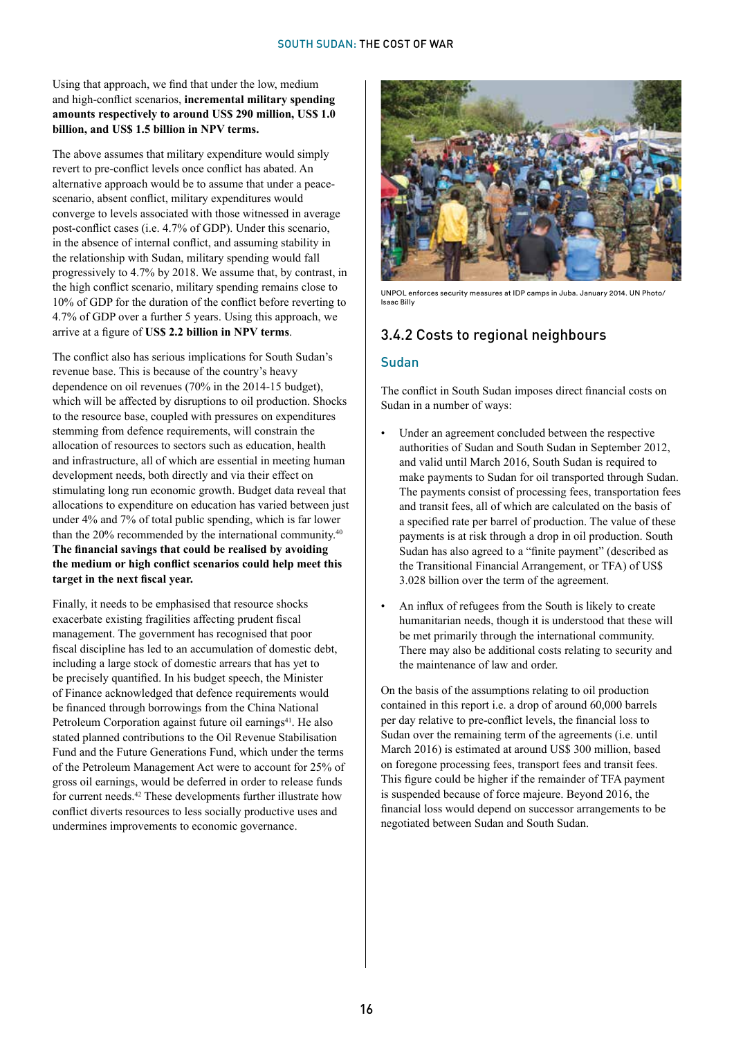Using that approach, we find that under the low, medium and high-conflict scenarios, **incremental military spending amounts respectively to around US$ 290 million, US$ 1.0 billion, and US$ 1.5 billion in NPV terms.**

The above assumes that military expenditure would simply revert to pre-conflict levels once conflict has abated. An alternative approach would be to assume that under a peace-scenario, absent conflict, military expenditures would converge to levels associated with those witnessed in average post-conflict cases (i.e. 4.7% of GDP). Under this scenario, in the absence of internal conflict, and assuming stability in the relationship with Sudan, military spending would fall progressively to 4.7% by 2018. We assume that, by contrast, in the high conflict scenario, military spending remains close to 10% of GDP for the duration of the conflict before reverting to 4.7% of GDP over a further 5 years. Using this approach, we arrive at a figure of **US$ 2.2 billion in NPV terms**.

The conflict also has serious implications for South Sudan's revenue base. This is because of the country's heavy dependence on oil revenues (70% in the 2014-15 budget), which will be affected by disruptions to oil production. Shocks to the resource base, coupled with pressures on expenditures stemming from defence requirements, will constrain the allocation of resources to sectors such as education, health and infrastructure, all of which are essential in meeting human development needs, both directly and via their effect on stimulating long run economic growth. Budget data reveal that allocations to expenditure on education has varied between just under 4% and 7% of total public spending, which is far lower than the 20% recommended by the international community.[40] **The financial savings that could be realised by avoiding the medium or high conflict scenarios could help meet this target in the next fiscal year.**

Finally, it needs to be emphasised that resource shocks exacerbate existing fragilities affecting prudent fiscal management. The government has recognised that poor fiscal discipline has led to an accumulation of domestic debt, including a large stock of domestic arrears that has yet to be precisely quantified. In his budget speech, the Minister of Finance acknowledged that defence requirements would be financed through borrowings from the China National Petroleum Corporation against future oil earnings[41]. He also stated planned contributions to the Oil Revenue Stabilisation Fund and the Future Generations Fund, which under the terms of the Petroleum Management Act were to account for 25% of gross oil earnings, would be deferred in order to release funds for current needs.[42] These developments further illustrate how conflict diverts resources to less socially productive uses and undermines improvements to economic governance.

UNPOL enforces security measures at IDP camps in Juba. January 2014. UN Photo/Isaac Billy

### 3.4.2 Costs to regional neighbours

#### Sudan

The conflict in South Sudan imposes direct financial costs on Sudan in a number of ways:

- Under an agreement concluded between the respective authorities of Sudan and South Sudan in September 2012, and valid until March 2016, South Sudan is required to make payments to Sudan for oil transported through Sudan. The payments consist of processing fees, transportation fees and transit fees, all of which are calculated on the basis of a specified rate per barrel of production. The value of these payments is at risk through a drop in oil production. South Sudan has also agreed to a "finite payment" (described as the Transitional Financial Arrangement, or TFA) of US$ 3.028 billion over the term of the agreement.
- An influx of refugees from the South is likely to create humanitarian needs, though it is understood that these will be met primarily through the international community. There may also be additional costs relating to security and the maintenance of law and order.

On the basis of the assumptions relating to oil production contained in this report i.e. a drop of around 60,000 barrels per day relative to pre-conflict levels, the financial loss to Sudan over the remaining term of the agreements (i.e. until March 2016) is estimated at around US$ 300 million, based on foregone processing fees, transport fees and transit fees. This figure could be higher if the remainder of TFA payment is suspended because of force majeure. Beyond 2016, the financial loss would depend on successor arrangements to be negotiated between Sudan and South Sudan.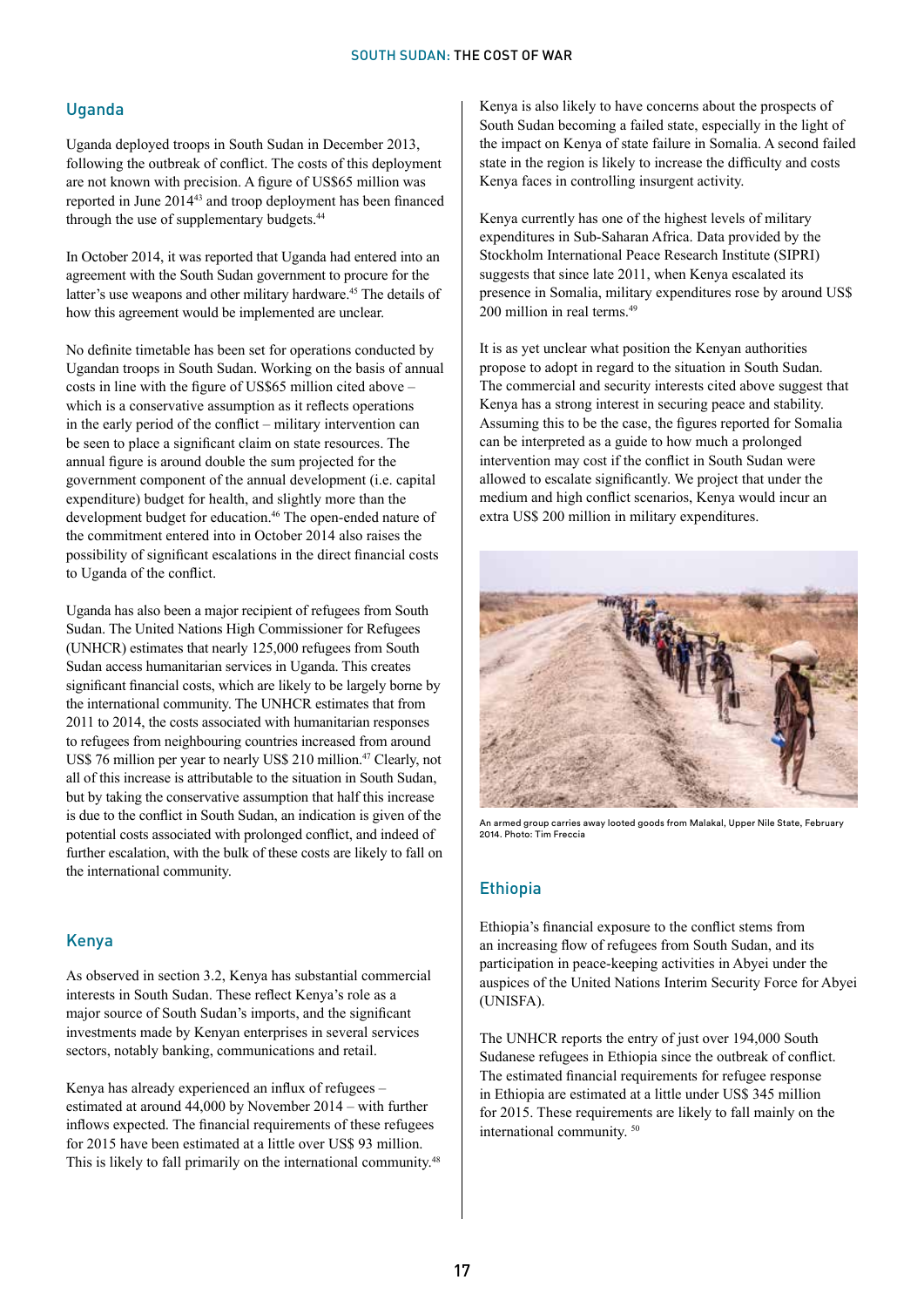## Uganda

Uganda deployed troops in South Sudan in December 2013, following the outbreak of conflict. The costs of this deployment are not known with precision. A figure of US$65 million was reported in June 2014[43] and troop deployment has been financed through the use of supplementary budgets.[44]

In October 2014, it was reported that Uganda had entered into an agreement with the South Sudan government to procure for the latter's use weapons and other military hardware.[45] The details of how this agreement would be implemented are unclear.

No definite timetable has been set for operations conducted by Ugandan troops in South Sudan. Working on the basis of annual costs in line with the figure of US$65 million cited above – which is a conservative assumption as it reflects operations in the early period of the conflict – military intervention can be seen to place a significant claim on state resources. The annual figure is around double the sum projected for the government component of the annual development (i.e. capital expenditure) budget for health, and slightly more than the development budget for education.[46] The open-ended nature of the commitment entered into in October 2014 also raises the possibility of significant escalations in the direct financial costs to Uganda of the conflict.

Uganda has also been a major recipient of refugees from South Sudan. The United Nations High Commissioner for Refugees (UNHCR) estimates that nearly 125,000 refugees from South Sudan access humanitarian services in Uganda. This creates significant financial costs, which are likely to be largely borne by the international community. The UNHCR estimates that from 2011 to 2014, the costs associated with humanitarian responses to refugees from neighbouring countries increased from around US$ 76 million per year to nearly US$ 210 million.[47] Clearly, not all of this increase is attributable to the situation in South Sudan, but by taking the conservative assumption that half this increase is due to the conflict in South Sudan, an indication is given of the potential costs associated with prolonged conflict, and indeed of further escalation, with the bulk of these costs are likely to fall on the international community.

## Kenya

As observed in section 3.2, Kenya has substantial commercial interests in South Sudan. These reflect Kenya's role as a major source of South Sudan's imports, and the significant investments made by Kenyan enterprises in several services sectors, notably banking, communications and retail.

Kenya has already experienced an influx of refugees – estimated at around 44,000 by November 2014 – with further inflows expected. The financial requirements of these refugees for 2015 have been estimated at a little over US$ 93 million. This is likely to fall primarily on the international community.[48]

Kenya is also likely to have concerns about the prospects of South Sudan becoming a failed state, especially in the light of the impact on Kenya of state failure in Somalia. A second failed state in the region is likely to increase the difficulty and costs Kenya faces in controlling insurgent activity.

Kenya currently has one of the highest levels of military expenditures in Sub-Saharan Africa. Data provided by the Stockholm International Peace Research Institute (SIPRI) suggests that since late 2011, when Kenya escalated its presence in Somalia, military expenditures rose by around US$ 200 million in real terms.[49]

It is as yet unclear what position the Kenyan authorities propose to adopt in regard to the situation in South Sudan. The commercial and security interests cited above suggest that Kenya has a strong interest in securing peace and stability. Assuming this to be the case, the figures reported for Somalia can be interpreted as a guide to how much a prolonged intervention may cost if the conflict in South Sudan were allowed to escalate significantly. We project that under the medium and high conflict scenarios, Kenya would incur an extra US$ 200 million in military expenditures.

An armed group carries away looted goods from Malakal, Upper Nile State, February 2014. Photo: Tim Freccia

## Ethiopia

Ethiopia's financial exposure to the conflict stems from an increasing flow of refugees from South Sudan, and its participation in peace-keeping activities in Abyei under the auspices of the United Nations Interim Security Force for Abyei (UNISFA).

The UNHCR reports the entry of just over 194,000 South Sudanese refugees in Ethiopia since the outbreak of conflict. The estimated financial requirements for refugee response in Ethiopia are estimated at a little under US$ 345 million for 2015. These requirements are likely to fall mainly on the international community.[50]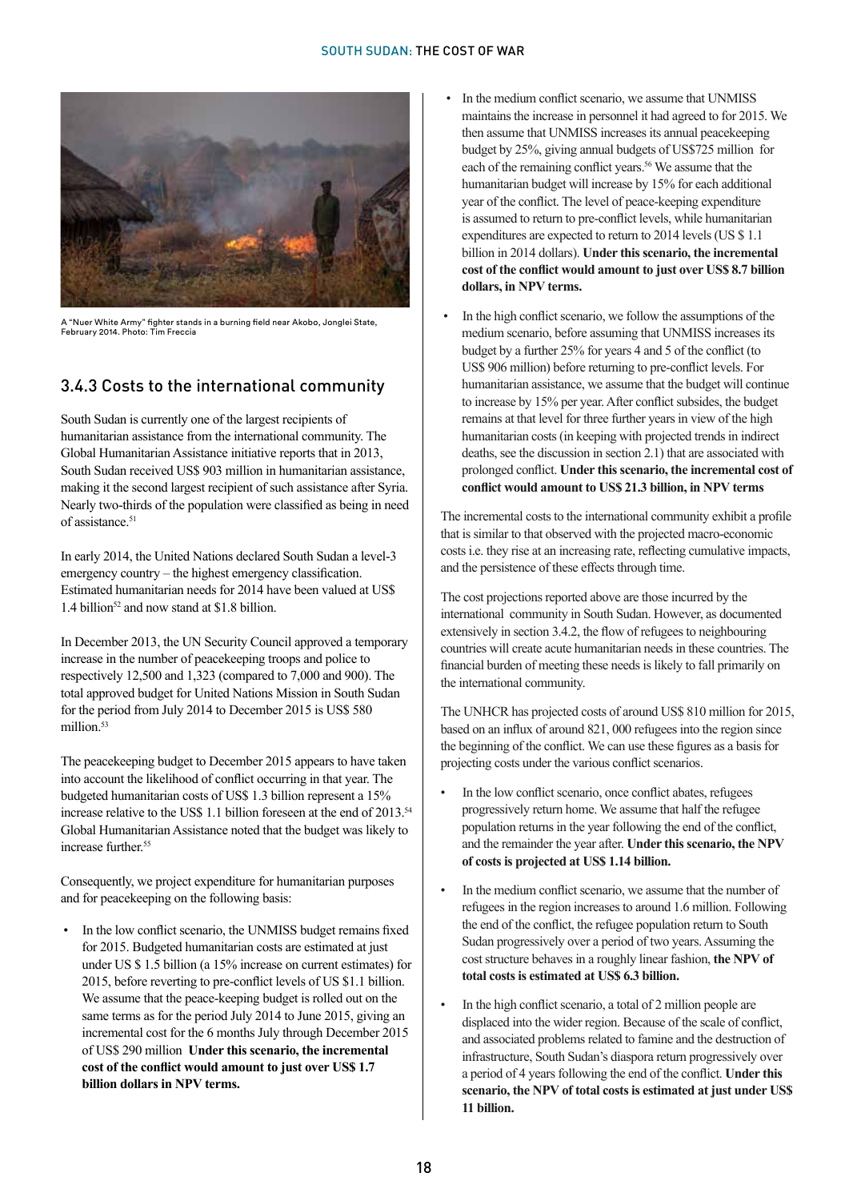A "Nuer White Army" fighter stands in a burning field near Akobo, Jonglei State, February 2014. Photo: Tim Freccia

### 3.4.3 Costs to the international community

South Sudan is currently one of the largest recipients of humanitarian assistance from the international community. The Global Humanitarian Assistance initiative reports that in 2013, South Sudan received US$ 903 million in humanitarian assistance, making it the second largest recipient of such assistance after Syria. Nearly two-thirds of the population were classified as being in need of assistance.[51]

In early 2014, the United Nations declared South Sudan a level-3 emergency country – the highest emergency classification. Estimated humanitarian needs for 2014 have been valued at US$ 1.4 billion[52] and now stand at $1.8 billion.

In December 2013, the UN Security Council approved a temporary increase in the number of peacekeeping troops and police to respectively 12,500 and 1,323 (compared to 7,000 and 900). The total approved budget for United Nations Mission in South Sudan for the period from July 2014 to December 2015 is US$ 580 million.[53]

The peacekeeping budget to December 2015 appears to have taken into account the likelihood of conflict occurring in that year. The budgeted humanitarian costs of US$ 1.3 billion represent a 15% increase relative to the US$ 1.1 billion foreseen at the end of 2013.[54] Global Humanitarian Assistance noted that the budget was likely to increase further.[55]

Consequently, we project expenditure for humanitarian purposes and for peacekeeping on the following basis:

- In the low conflict scenario, the UNMISS budget remains fixed for 2015. Budgeted humanitarian costs are estimated at just under US $ 1.5 billion (a 15% increase on current estimates) for 2015, before reverting to pre-conflict levels of US $1.1 billion. We assume that the peace-keeping budget is rolled out on the same terms as for the period July 2014 to June 2015, giving an incremental cost for the 6 months July through December 2015 of US$ 290 million **Under this scenario, the incremental cost of the conflict would amount to just over US$ 1.7 billion dollars in NPV terms.**
- In the medium conflict scenario, we assume that UNMISS maintains the increase in personnel it had agreed to for 2015. We then assume that UNMISS increases its annual peacekeeping budget by 25%, giving annual budgets of US$725 million for each of the remaining conflict years.[56] We assume that the humanitarian budget will increase by 15% for each additional year of the conflict. The level of peace-keeping expenditure is assumed to return to pre-conflict levels, while humanitarian expenditures are expected to return to 2014 levels (US $ 1.1 billion in 2014 dollars). **Under this scenario, the incremental cost of the conflict would amount to just over US$ 8.7 billion dollars, in NPV terms.**
- In the high conflict scenario, we follow the assumptions of the medium scenario, before assuming that UNMISS increases its budget by a further 25% for years 4 and 5 of the conflict (to US$ 906 million) before returning to pre-conflict levels. For humanitarian assistance, we assume that the budget will continue to increase by 15% per year. After conflict subsides, the budget remains at that level for three further years in view of the high humanitarian costs (in keeping with projected trends in indirect deaths, see the discussion in section 2.1) that are associated with prolonged conflict. **Under this scenario, the incremental cost of conflict would amount to US$ 21.3 billion, in NPV terms**

The incremental costs to the international community exhibit a profile that is similar to that observed with the projected macro-economic costs i.e. they rise at an increasing rate, reflecting cumulative impacts, and the persistence of these effects through time.

The cost projections reported above are those incurred by the international community in South Sudan. However, as documented extensively in section 3.4.2, the flow of refugees to neighbouring countries will create acute humanitarian needs in these countries. The financial burden of meeting these needs is likely to fall primarily on the international community.

The UNHCR has projected costs of around US$ 810 million for 2015, based on an influx of around 821, 000 refugees into the region since the beginning of the conflict. We can use these figures as a basis for projecting costs under the various conflict scenarios.

- In the low conflict scenario, once conflict abates, refugees progressively return home. We assume that half the refugee population returns in the year following the end of the conflict, and the remainder the year after. **Under this scenario, the NPV of costs is projected at US$ 1.14 billion.**
- In the medium conflict scenario, we assume that the number of refugees in the region increases to around 1.6 million. Following the end of the conflict, the refugee population return to South Sudan progressively over a period of two years. Assuming the cost structure behaves in a roughly linear fashion, **the NPV of total costs is estimated at US$ 6.3 billion.**
- In the high conflict scenario, a total of 2 million people are displaced into the wider region. Because of the scale of conflict, and associated problems related to famine and the destruction of infrastructure, South Sudan's diaspora return progressively over a period of 4 years following the end of the conflict. **Under this scenario, the NPV of total costs is estimated at just under US$ 11 billion.**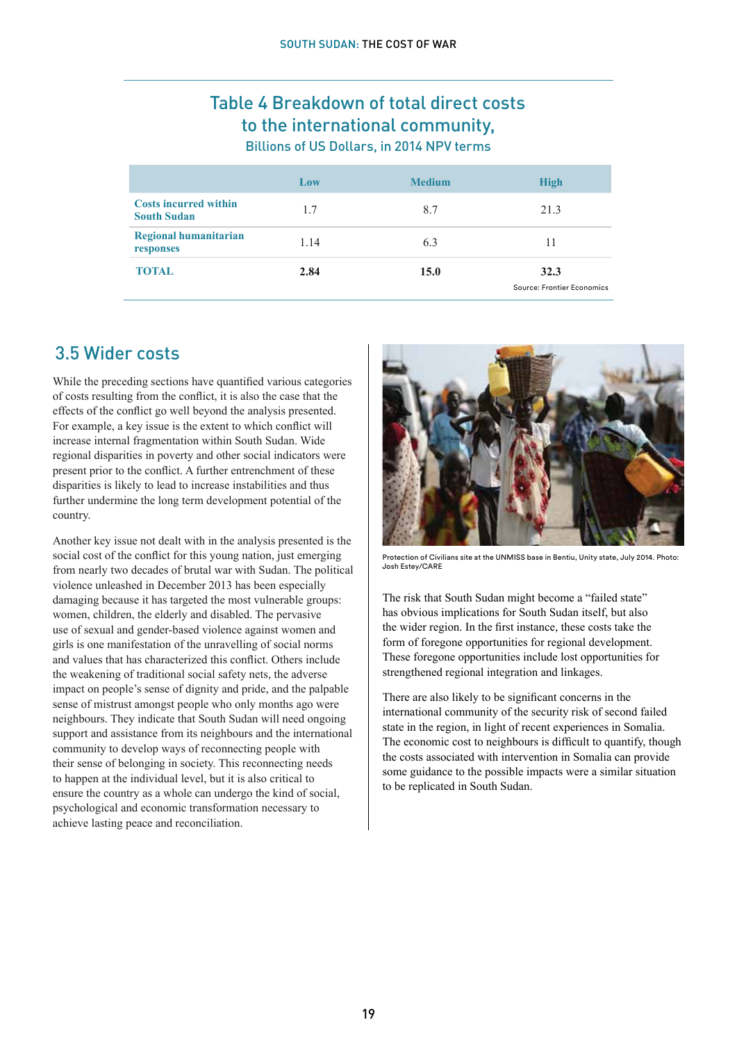## Table 4 Breakdown of total direct costs to the international community,

Billions of US Dollars, in 2014 NPV terms

| | Low | Medium | High |
|---|---|---|---|
| Costs incurred within South Sudan | 1.7 | 8.7 | 21.3 |
| Regional humanitarian responses | 1.14 | 6.3 | 11 |
| **TOTAL** | **2.84** | **15.0** | **32.3** |

Source: Frontier Economics

## 3.5 Wider costs

While the preceding sections have quantified various categories of costs resulting from the conflict, it is also the case that the effects of the conflict go well beyond the analysis presented. For example, a key issue is the extent to which conflict will increase internal fragmentation within South Sudan. Wide regional disparities in poverty and other social indicators were present prior to the conflict. A further entrenchment of these disparities is likely to lead to increase instabilities and thus further undermine the long term development potential of the country.

Another key issue not dealt with in the analysis presented is the social cost of the conflict for this young nation, just emerging from nearly two decades of brutal war with Sudan. The political violence unleashed in December 2013 has been especially damaging because it has targeted the most vulnerable groups: women, children, the elderly and disabled. The pervasive use of sexual and gender-based violence against women and girls is one manifestation of the unravelling of social norms and values that has characterized this conflict. Others include the weakening of traditional social safety nets, the adverse impact on people's sense of dignity and pride, and the palpable sense of mistrust amongst people who only months ago were neighbours. They indicate that South Sudan will need ongoing support and assistance from its neighbours and the international community to develop ways of reconnecting people with their sense of belonging in society. This reconnecting needs to happen at the individual level, but it is also critical to ensure the country as a whole can undergo the kind of social, psychological and economic transformation necessary to achieve lasting peace and reconciliation.

Protection of Civilians site at the UNMISS base in Bentiu, Unity state, July 2014. Photo: Josh Estey/CARE

The risk that South Sudan might become a "failed state" has obvious implications for South Sudan itself, but also the wider region. In the first instance, these costs take the form of foregone opportunities for regional development. These foregone opportunities include lost opportunities for strengthened regional integration and linkages.

There are also likely to be significant concerns in the international community of the security risk of second failed state in the region, in light of recent experiences in Somalia. The economic cost to neighbours is difficult to quantify, though the costs associated with intervention in Somalia can provide some guidance to the possible impacts were a similar situation to be replicated in South Sudan.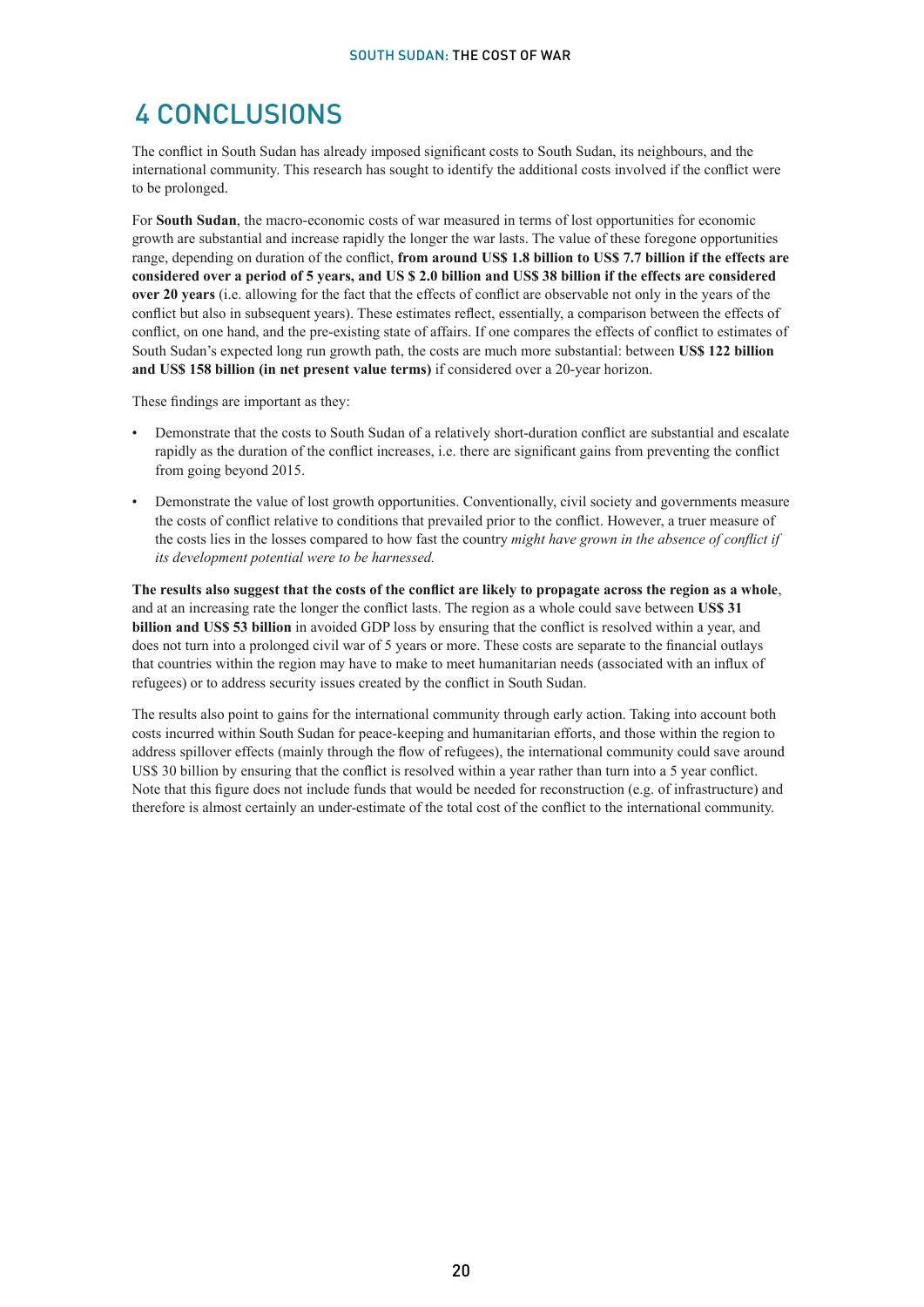# 4 CONCLUSIONS

The conflict in South Sudan has already imposed significant costs to South Sudan, its neighbours, and the international community. This research has sought to identify the additional costs involved if the conflict were to be prolonged.

For **South Sudan**, the macro-economic costs of war measured in terms of lost opportunities for economic growth are substantial and increase rapidly the longer the war lasts. The value of these foregone opportunities range, depending on duration of the conflict, **from around US$ 1.8 billion to US$ 7.7 billion if the effects are considered over a period of 5 years, and US $ 2.0 billion and US$ 38 billion if the effects are considered over 20 years** (i.e. allowing for the fact that the effects of conflict are observable not only in the years of the conflict but also in subsequent years). These estimates reflect, essentially, a comparison between the effects of conflict, on one hand, and the pre-existing state of affairs. If one compares the effects of conflict to estimates of South Sudan's expected long run growth path, the costs are much more substantial: between **US$ 122 billion and US$ 158 billion (in net present value terms)** if considered over a 20-year horizon.

These findings are important as they:

- Demonstrate that the costs to South Sudan of a relatively short-duration conflict are substantial and escalate rapidly as the duration of the conflict increases, i.e. there are significant gains from preventing the conflict from going beyond 2015.
- Demonstrate the value of lost growth opportunities. Conventionally, civil society and governments measure the costs of conflict relative to conditions that prevailed prior to the conflict. However, a truer measure of the costs lies in the losses compared to how fast the country *might have grown in the absence of conflict if its development potential were to be harnessed.*

**The results also suggest that the costs of the conflict are likely to propagate across the region as a whole**, and at an increasing rate the longer the conflict lasts. The region as a whole could save between **US$ 31 billion and US$ 53 billion** in avoided GDP loss by ensuring that the conflict is resolved within a year, and does not turn into a prolonged civil war of 5 years or more. These costs are separate to the financial outlays that countries within the region may have to make to meet humanitarian needs (associated with an influx of refugees) or to address security issues created by the conflict in South Sudan.

The results also point to gains for the international community through early action. Taking into account both costs incurred within South Sudan for peace-keeping and humanitarian efforts, and those within the region to address spillover effects (mainly through the flow of refugees), the international community could save around US$ 30 billion by ensuring that the conflict is resolved within a year rather than turn into a 5 year conflict. Note that this figure does not include funds that would be needed for reconstruction (e.g. of infrastructure) and therefore is almost certainly an under-estimate of the total cost of the conflict to the international community.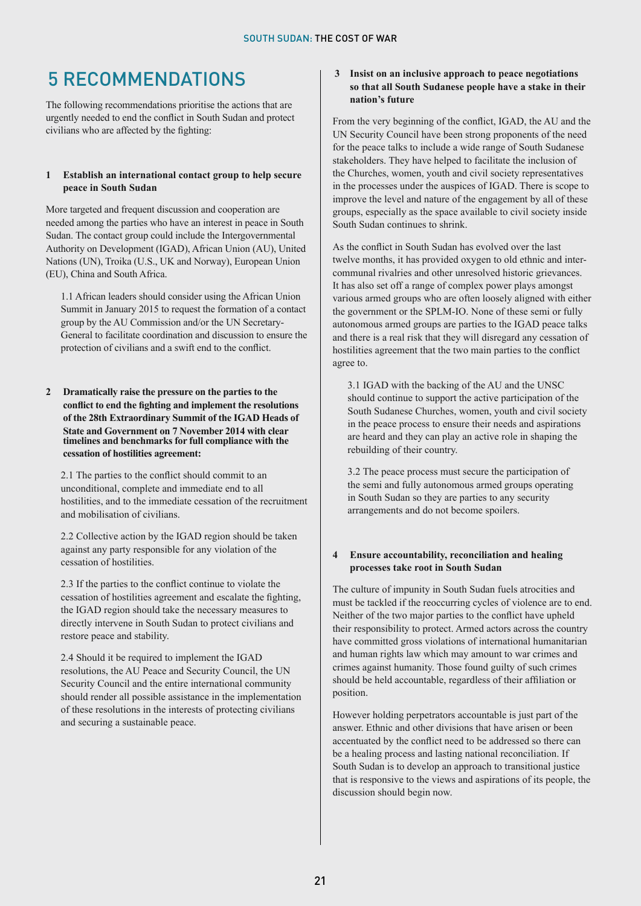# 5 RECOMMENDATIONS

The following recommendations prioritise the actions that are urgently needed to end the conflict in South Sudan and protect civilians who are affected by the fighting:

### 1 Establish an international contact group to help secure peace in South Sudan

More targeted and frequent discussion and cooperation are needed among the parties who have an interest in peace in South Sudan. The contact group could include the Intergovernmental Authority on Development (IGAD), African Union (AU), United Nations (UN), Troika (U.S., UK and Norway), European Union (EU), China and South Africa.

1.1 African leaders should consider using the African Union Summit in January 2015 to request the formation of a contact group by the AU Commission and/or the UN Secretary-General to facilitate coordination and discussion to ensure the protection of civilians and a swift end to the conflict.

### 2 Dramatically raise the pressure on the parties to the conflict to end the fighting and implement the resolutions of the 28th Extraordinary Summit of the IGAD Heads of State and Government on 7 November 2014 with clear timelines and benchmarks for full compliance with the cessation of hostilities agreement:

2.1 The parties to the conflict should commit to an unconditional, complete and immediate end to all hostilities, and to the immediate cessation of the recruitment and mobilisation of civilians.

2.2 Collective action by the IGAD region should be taken against any party responsible for any violation of the cessation of hostilities.

2.3 If the parties to the conflict continue to violate the cessation of hostilities agreement and escalate the fighting, the IGAD region should take the necessary measures to directly intervene in South Sudan to protect civilians and restore peace and stability.

2.4 Should it be required to implement the IGAD resolutions, the AU Peace and Security Council, the UN Security Council and the entire international community should render all possible assistance in the implementation of these resolutions in the interests of protecting civilians and securing a sustainable peace.

### 3 Insist on an inclusive approach to peace negotiations so that all South Sudanese people have a stake in their nation's future

From the very beginning of the conflict, IGAD, the AU and the UN Security Council have been strong proponents of the need for the peace talks to include a wide range of South Sudanese stakeholders. They have helped to facilitate the inclusion of the Churches, women, youth and civil society representatives in the processes under the auspices of IGAD. There is scope to improve the level and nature of the engagement by all of these groups, especially as the space available to civil society inside South Sudan continues to shrink.

As the conflict in South Sudan has evolved over the last twelve months, it has provided oxygen to old ethnic and inter-communal rivalries and other unresolved historic grievances. It has also set off a range of complex power plays amongst various armed groups who are often loosely aligned with either the government or the SPLM-IO. None of these semi or fully autonomous armed groups are parties to the IGAD peace talks and there is a real risk that they will disregard any cessation of hostilities agreement that the two main parties to the conflict agree to.

3.1 IGAD with the backing of the AU and the UNSC should continue to support the active participation of the South Sudanese Churches, women, youth and civil society in the peace process to ensure their needs and aspirations are heard and they can play an active role in shaping the rebuilding of their country.

3.2 The peace process must secure the participation of the semi and fully autonomous armed groups operating in South Sudan so they are parties to any security arrangements and do not become spoilers.

### 4 Ensure accountability, reconciliation and healing processes take root in South Sudan

The culture of impunity in South Sudan fuels atrocities and must be tackled if the reoccurring cycles of violence are to end. Neither of the two major parties to the conflict have upheld their responsibility to protect. Armed actors across the country have committed gross violations of international humanitarian and human rights law which may amount to war crimes and crimes against humanity. Those found guilty of such crimes should be held accountable, regardless of their affiliation or position.

However holding perpetrators accountable is just part of the answer. Ethnic and other divisions that have arisen or been accentuated by the conflict need to be addressed so there can be a healing process and lasting national reconciliation. If South Sudan is to develop an approach to transitional justice that is responsive to the views and aspirations of its people, the discussion should begin now.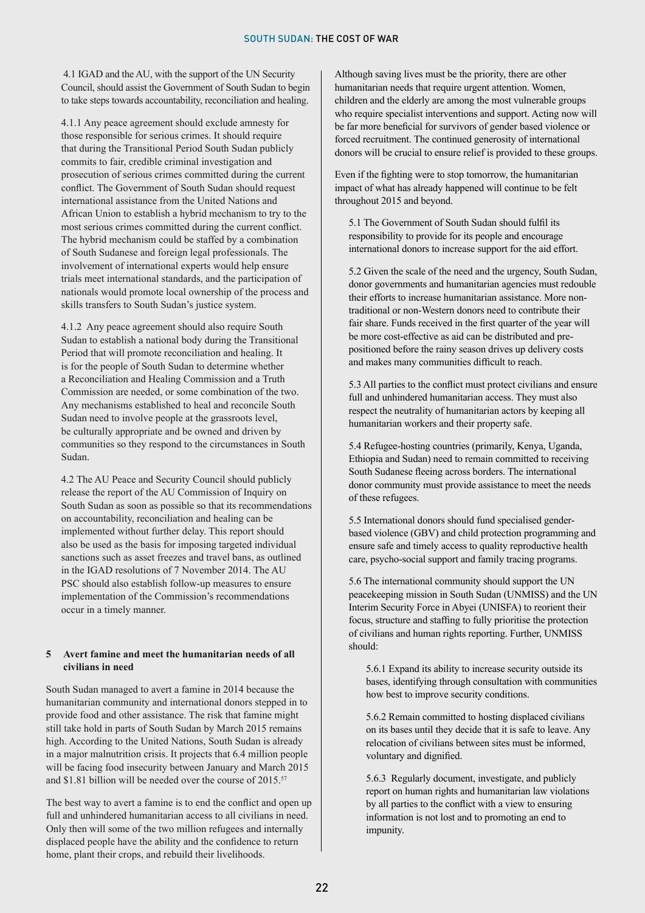4.1 IGAD and the AU, with the support of the UN Security Council, should assist the Government of South Sudan to begin to take steps towards accountability, reconciliation and healing.

4.1.1 Any peace agreement should exclude amnesty for those responsible for serious crimes. It should require that during the Transitional Period South Sudan publicly commits to fair, credible criminal investigation and prosecution of serious crimes committed during the current conflict. The Government of South Sudan should request international assistance from the United Nations and African Union to establish a hybrid mechanism to try to the most serious crimes committed during the current conflict. The hybrid mechanism could be staffed by a combination of South Sudanese and foreign legal professionals. The involvement of international experts would help ensure trials meet international standards, and the participation of nationals would promote local ownership of the process and skills transfers to South Sudan's justice system.

4.1.2 Any peace agreement should also require South Sudan to establish a national body during the Transitional Period that will promote reconciliation and healing. It is for the people of South Sudan to determine whether a Reconciliation and Healing Commission and a Truth Commission are needed, or some combination of the two. Any mechanisms established to heal and reconcile South Sudan need to involve people at the grassroots level, be culturally appropriate and be owned and driven by communities so they respond to the circumstances in South Sudan.

4.2 The AU Peace and Security Council should publicly release the report of the AU Commission of Inquiry on South Sudan as soon as possible so that its recommendations on accountability, reconciliation and healing can be implemented without further delay. This report should also be used as the basis for imposing targeted individual sanctions such as asset freezes and travel bans, as outlined in the IGAD resolutions of 7 November 2014. The AU PSC should also establish follow-up measures to ensure implementation of the Commission's recommendations occur in a timely manner.

## 5 Avert famine and meet the humanitarian needs of all civilians in need

South Sudan managed to avert a famine in 2014 because the humanitarian community and international donors stepped in to provide food and other assistance. The risk that famine might still take hold in parts of South Sudan by March 2015 remains high. According to the United Nations, South Sudan is already in a major malnutrition crisis. It projects that 6.4 million people will be facing food insecurity between January and March 2015 and $1.81 billion will be needed over the course of 2015.[57]

The best way to avert a famine is to end the conflict and open up full and unhindered humanitarian access to all civilians in need. Only then will some of the two million refugees and internally displaced people have the ability and the confidence to return home, plant their crops, and rebuild their livelihoods.

Although saving lives must be the priority, there are other humanitarian needs that require urgent attention. Women, children and the elderly are among the most vulnerable groups who require specialist interventions and support. Acting now will be far more beneficial for survivors of gender based violence or forced recruitment. The continued generosity of international donors will be crucial to ensure relief is provided to these groups.

Even if the fighting were to stop tomorrow, the humanitarian impact of what has already happened will continue to be felt throughout 2015 and beyond.

5.1 The Government of South Sudan should fulfil its responsibility to provide for its people and encourage international donors to increase support for the aid effort.

5.2 Given the scale of the need and the urgency, South Sudan, donor governments and humanitarian agencies must redouble their efforts to increase humanitarian assistance. More non-traditional or non-Western donors need to contribute their fair share. Funds received in the first quarter of the year will be more cost-effective as aid can be distributed and pre-positioned before the rainy season drives up delivery costs and makes many communities difficult to reach.

5.3 All parties to the conflict must protect civilians and ensure full and unhindered humanitarian access. They must also respect the neutrality of humanitarian actors by keeping all humanitarian workers and their property safe.

5.4 Refugee-hosting countries (primarily, Kenya, Uganda, Ethiopia and Sudan) need to remain committed to receiving South Sudanese fleeing across borders. The international donor community must provide assistance to meet the needs of these refugees.

5.5 International donors should fund specialised gender-based violence (GBV) and child protection programming and ensure safe and timely access to quality reproductive health care, psycho-social support and family tracing programs.

5.6 The international community should support the UN peacekeeping mission in South Sudan (UNMISS) and the UN Interim Security Force in Abyei (UNISFA) to reorient their focus, structure and staffing to fully prioritise the protection of civilians and human rights reporting. Further, UNMISS should:

5.6.1 Expand its ability to increase security outside its bases, identifying through consultation with communities how best to improve security conditions.

5.6.2 Remain committed to hosting displaced civilians on its bases until they decide that it is safe to leave. Any relocation of civilians between sites must be informed, voluntary and dignified.

5.6.3 Regularly document, investigate, and publicly report on human rights and humanitarian law violations by all parties to the conflict with a view to ensuring information is not lost and to promoting an end to impunity.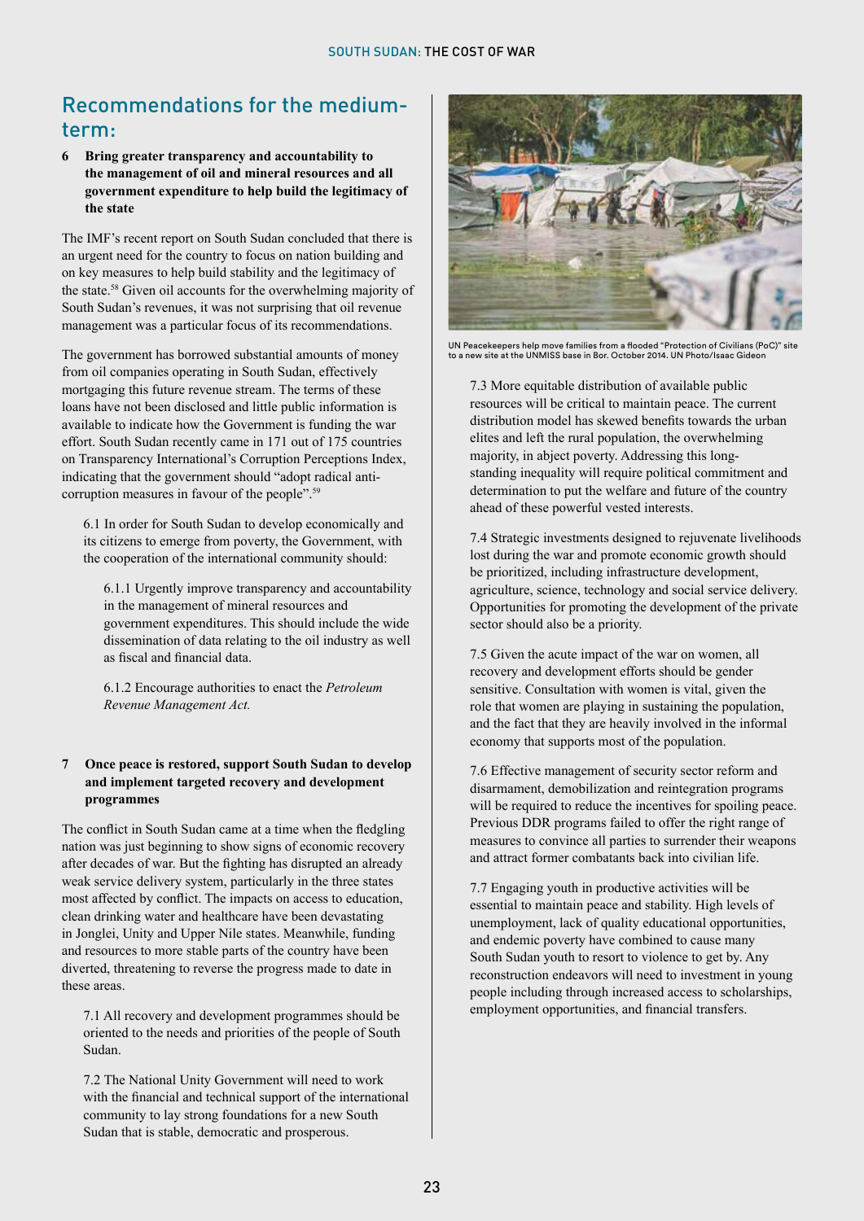## Recommendations for the medium-term:

**6 Bring greater transparency and accountability to the management of oil and mineral resources and all government expenditure to help build the legitimacy of the state**

The IMF's recent report on South Sudan concluded that there is an urgent need for the country to focus on nation building and on key measures to help build stability and the legitimacy of the state.[58] Given oil accounts for the overwhelming majority of South Sudan's revenues, it was not surprising that oil revenue management was a particular focus of its recommendations.

The government has borrowed substantial amounts of money from oil companies operating in South Sudan, effectively mortgaging this future revenue stream. The terms of these loans have not been disclosed and little public information is available to indicate how the Government is funding the war effort. South Sudan recently came in 171 out of 175 countries on Transparency International's Corruption Perceptions Index, indicating that the government should "adopt radical anti-corruption measures in favour of the people".[59]

6.1 In order for South Sudan to develop economically and its citizens to emerge from poverty, the Government, with the cooperation of the international community should:

6.1.1 Urgently improve transparency and accountability in the management of mineral resources and government expenditures. This should include the wide dissemination of data relating to the oil industry as well as fiscal and financial data.

6.1.2 Encourage authorities to enact the *Petroleum Revenue Management Act.*

**7 Once peace is restored, support South Sudan to develop and implement targeted recovery and development programmes**

The conflict in South Sudan came at a time when the fledgling nation was just beginning to show signs of economic recovery after decades of war. But the fighting has disrupted an already weak service delivery system, particularly in the three states most affected by conflict. The impacts on access to education, clean drinking water and healthcare have been devastating in Jonglei, Unity and Upper Nile states. Meanwhile, funding and resources to more stable parts of the country have been diverted, threatening to reverse the progress made to date in these areas.

7.1 All recovery and development programmes should be oriented to the needs and priorities of the people of South Sudan.

7.2 The National Unity Government will need to work with the financial and technical support of the international community to lay strong foundations for a new South Sudan that is stable, democratic and prosperous.

UN Peacekeepers help move families from a flooded "Protection of Civilians (PoC)" site to a new site at the UNMISS base in Bor. October 2014. UN Photo/Isaac Gideon

7.3 More equitable distribution of available public resources will be critical to maintain peace. The current distribution model has skewed benefits towards the urban elites and left the rural population, the overwhelming majority, in abject poverty. Addressing this long-standing inequality will require political commitment and determination to put the welfare and future of the country ahead of these powerful vested interests.

7.4 Strategic investments designed to rejuvenate livelihoods lost during the war and promote economic growth should be prioritized, including infrastructure development, agriculture, science, technology and social service delivery. Opportunities for promoting the development of the private sector should also be a priority.

7.5 Given the acute impact of the war on women, all recovery and development efforts should be gender sensitive. Consultation with women is vital, given the role that women are playing in sustaining the population, and the fact that they are heavily involved in the informal economy that supports most of the population.

7.6 Effective management of security sector reform and disarmament, demobilization and reintegration programs will be required to reduce the incentives for spoiling peace. Previous DDR programs failed to offer the right range of measures to convince all parties to surrender their weapons and attract former combatants back into civilian life.

7.7 Engaging youth in productive activities will be essential to maintain peace and stability. High levels of unemployment, lack of quality educational opportunities, and endemic poverty have combined to cause many South Sudan youth to resort to violence to get by. Any reconstruction endeavors will need to investment in young people including through increased access to scholarships, employment opportunities, and financial transfers.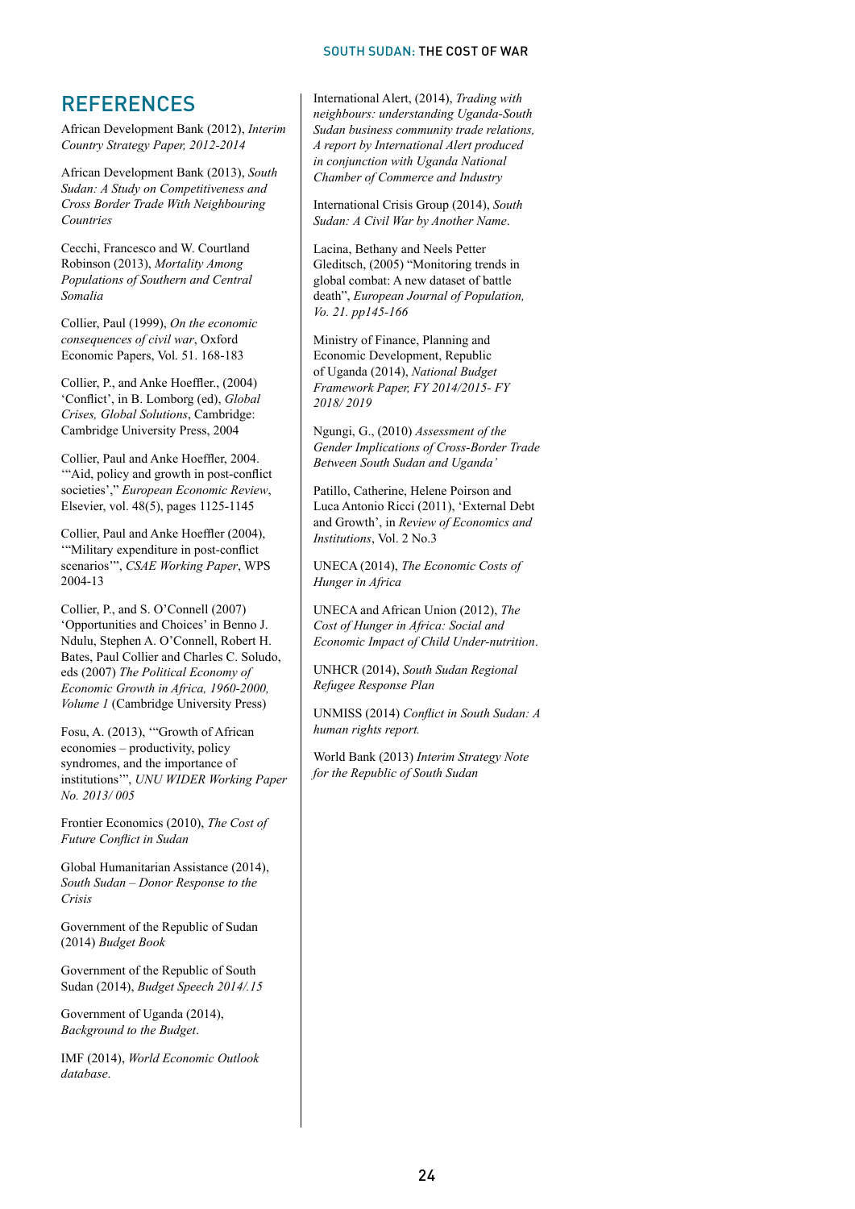# REFERENCES

African Development Bank (2012), *Interim Country Strategy Paper, 2012-2014*

African Development Bank (2013), *South Sudan: A Study on Competitiveness and Cross Border Trade With Neighbouring Countries*

Cecchi, Francesco and W. Courtland Robinson (2013), *Mortality Among Populations of Southern and Central Somalia*

Collier, Paul (1999), *On the economic consequences of civil war*, Oxford Economic Papers, Vol. 51. 168-183

Collier, P., and Anke Hoeffler., (2004) 'Conflict', in B. Lomborg (ed), *Global Crises, Global Solutions*, Cambridge: Cambridge University Press, 2004

Collier, Paul and Anke Hoeffler, 2004. '"Aid, policy and growth in post-conflict societies'," *European Economic Review*, Elsevier, vol. 48(5), pages 1125-1145

Collier, Paul and Anke Hoeffler (2004), '"Military expenditure in post-conflict scenarios'", *CSAE Working Paper*, WPS 2004-13

Collier, P., and S. O'Connell (2007) 'Opportunities and Choices' in Benno J. Ndulu, Stephen A. O'Connell, Robert H. Bates, Paul Collier and Charles C. Soludo, eds (2007) *The Political Economy of Economic Growth in Africa, 1960-2000, Volume 1* (Cambridge University Press)

Fosu, A. (2013), '"Growth of African economies – productivity, policy syndromes, and the importance of institutions'", *UNU WIDER Working Paper No. 2013/ 005*

Frontier Economics (2010), *The Cost of Future Conflict in Sudan*

Global Humanitarian Assistance (2014), *South Sudan – Donor Response to the Crisis*

Government of the Republic of Sudan (2014) *Budget Book*

Government of the Republic of South Sudan (2014), *Budget Speech 2014/.15*

Government of Uganda (2014), *Background to the Budget*.

IMF (2014), *World Economic Outlook database*.

International Alert, (2014), *Trading with neighbours: understanding Uganda-South Sudan business community trade relations, A report by International Alert produced in conjunction with Uganda National Chamber of Commerce and Industry*

International Crisis Group (2014), *South Sudan: A Civil War by Another Name*.

Lacina, Bethany and Neels Petter Gleditsch, (2005) "Monitoring trends in global combat: A new dataset of battle death", *European Journal of Population, Vo. 21. pp145-166*

Ministry of Finance, Planning and Economic Development, Republic of Uganda (2014), *National Budget Framework Paper, FY 2014/2015- FY 2018/ 2019*

Ngungi, G., (2010) *Assessment of the Gender Implications of Cross-Border Trade Between South Sudan and Uganda'*

Patillo, Catherine, Helene Poirson and Luca Antonio Ricci (2011), 'External Debt and Growth', in *Review of Economics and Institutions*, Vol. 2 No.3

UNECA (2014), *The Economic Costs of Hunger in Africa*

UNECA and African Union (2012), *The Cost of Hunger in Africa: Social and Economic Impact of Child Under-nutrition*.

UNHCR (2014), *South Sudan Regional Refugee Response Plan*

UNMISS (2014) *Conflict in South Sudan: A human rights report.*

World Bank (2013) *Interim Strategy Note for the Republic of South Sudan*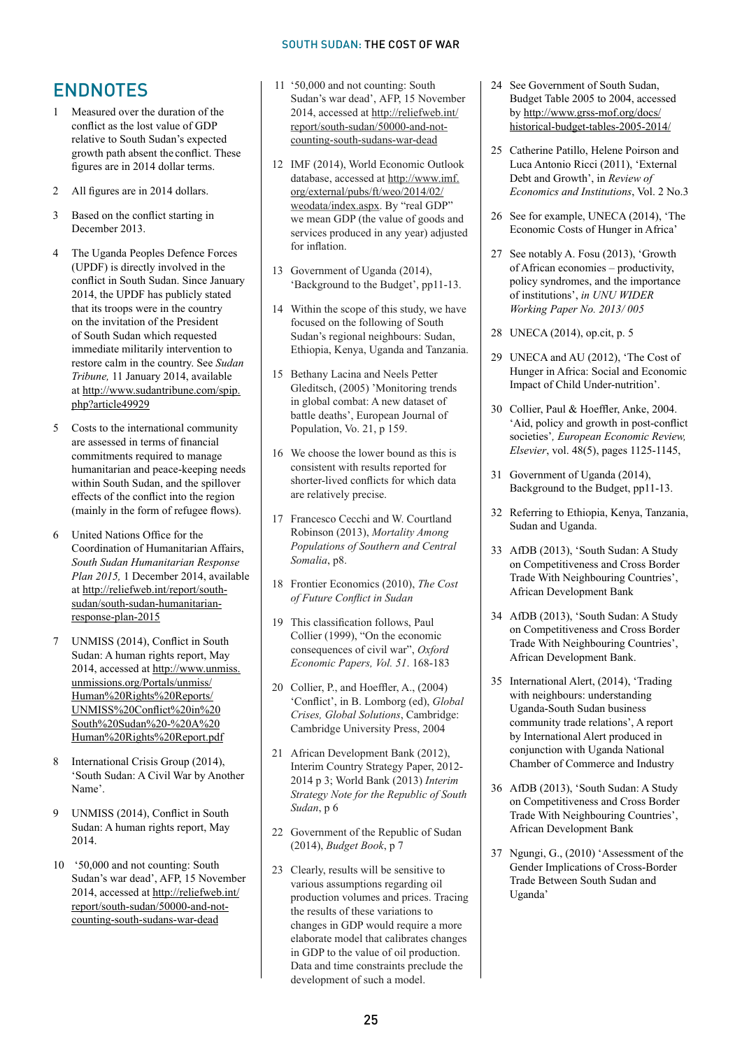## ENDNOTES

1. Measured over the duration of the conflict as the lost value of GDP relative to South Sudan's expected growth path absent the conflict. These figures are in 2014 dollar terms.

2. All figures are in 2014 dollars.

3. Based on the conflict starting in December 2013.

4. The Uganda Peoples Defence Forces (UPDF) is directly involved in the conflict in South Sudan. Since January 2014, the UPDF has publicly stated that its troops were in the country on the invitation of the President of South Sudan which requested immediate militarily intervention to restore calm in the country. See *Sudan Tribune,* 11 January 2014, available at http://www.sudantribune.com/spip.php?article49929

5. Costs to the international community are assessed in terms of financial commitments required to manage humanitarian and peace-keeping needs within South Sudan, and the spillover effects of the conflict into the region (mainly in the form of refugee flows).

6. United Nations Office for the Coordination of Humanitarian Affairs, *South Sudan Humanitarian Response Plan 2015,* 1 December 2014, available at http://reliefweb.int/report/south-sudan/south-sudan-humanitarian-response-plan-2015

7. UNMISS (2014), Conflict in South Sudan: A human rights report, May 2014, accessed at http://www.unmiss.unmissions.org/Portals/unmiss/Human%20Rights%20Reports/UNMISS%20Conflict%20in%20South%20Sudan%20-%20A%20Human%20Rights%20Report.pdf

8. International Crisis Group (2014), 'South Sudan: A Civil War by Another Name'.

9. UNMISS (2014), Conflict in South Sudan: A human rights report, May 2014.

10. '50,000 and not counting: South Sudan's war dead', AFP, 15 November 2014, accessed at http://reliefweb.int/report/south-sudan/50000-and-not-counting-south-sudans-war-dead

11. '50,000 and not counting: South Sudan's war dead', AFP, 15 November 2014, accessed at http://reliefweb.int/report/south-sudan/50000-and-not-counting-south-sudans-war-dead

12. IMF (2014), World Economic Outlook database, accessed at http://www.imf.org/external/pubs/ft/weo/2014/02/weodata/index.aspx. By "real GDP" we mean GDP (the value of goods and services produced in any year) adjusted for inflation.

13. Government of Uganda (2014), 'Background to the Budget', pp11-13.

14. Within the scope of this study, we have focused on the following of South Sudan's regional neighbours: Sudan, Ethiopia, Kenya, Uganda and Tanzania.

15. Bethany Lacina and Neels Petter Gleditsch, (2005) 'Monitoring trends in global combat: A new dataset of battle deaths', European Journal of Population, Vo. 21, p 159.

16. We choose the lower bound as this is consistent with results reported for shorter-lived conflicts for which data are relatively precise.

17. Francesco Cecchi and W. Courtland Robinson (2013), *Mortality Among Populations of Southern and Central Somalia*, p8.

18. Frontier Economics (2010), *The Cost of Future Conflict in Sudan*

19. This classification follows, Paul Collier (1999), "On the economic consequences of civil war", *Oxford Economic Papers, Vol. 51*. 168-183

20. Collier, P., and Hoeffler, A., (2004) 'Conflict', in B. Lomborg (ed), *Global Crises, Global Solutions*, Cambridge: Cambridge University Press, 2004

21. African Development Bank (2012), Interim Country Strategy Paper, 2012-2014 p 3; World Bank (2013) *Interim Strategy Note for the Republic of South Sudan*, p 6

22. Government of the Republic of Sudan (2014), *Budget Book*, p 7

23. Clearly, results will be sensitive to various assumptions regarding oil production volumes and prices. Tracing the results of these variations to changes in GDP would require a more elaborate model that calibrates changes in GDP to the value of oil production. Data and time constraints preclude the development of such a model.

24. See Government of South Sudan, Budget Table 2005 to 2004, accessed by http://www.grss-mof.org/docs/historical-budget-tables-2005-2014/

25. Catherine Patillo, Helene Poirson and Luca Antonio Ricci (2011), 'External Debt and Growth', in *Review of Economics and Institutions*, Vol. 2 No.3

26. See for example, UNECA (2014), 'The Economic Costs of Hunger in Africa'

27. See notably A. Fosu (2013), 'Growth of African economies – productivity, policy syndromes, and the importance of institutions', *in UNU WIDER Working Paper No. 2013/ 005*

28. UNECA (2014), op.cit, p. 5

29. UNECA and AU (2012), 'The Cost of Hunger in Africa: Social and Economic Impact of Child Under-nutrition'.

30. Collier, Paul & Hoeffler, Anke, 2004. 'Aid, policy and growth in post-conflict societies'*, European Economic Review, Elsevier*, vol. 48(5), pages 1125-1145,

31. Government of Uganda (2014), Background to the Budget, pp11-13.

32. Referring to Ethiopia, Kenya, Tanzania, Sudan and Uganda.

33. AfDB (2013), 'South Sudan: A Study on Competitiveness and Cross Border Trade With Neighbouring Countries', African Development Bank

34. AfDB (2013), 'South Sudan: A Study on Competitiveness and Cross Border Trade With Neighbouring Countries', African Development Bank.

35. International Alert, (2014), 'Trading with neighbours: understanding Uganda-South Sudan business community trade relations', A report by International Alert produced in conjunction with Uganda National Chamber of Commerce and Industry

36. AfDB (2013), 'South Sudan: A Study on Competitiveness and Cross Border Trade With Neighbouring Countries', African Development Bank

37. Ngungi, G., (2010) 'Assessment of the Gender Implications of Cross-Border Trade Between South Sudan and Uganda'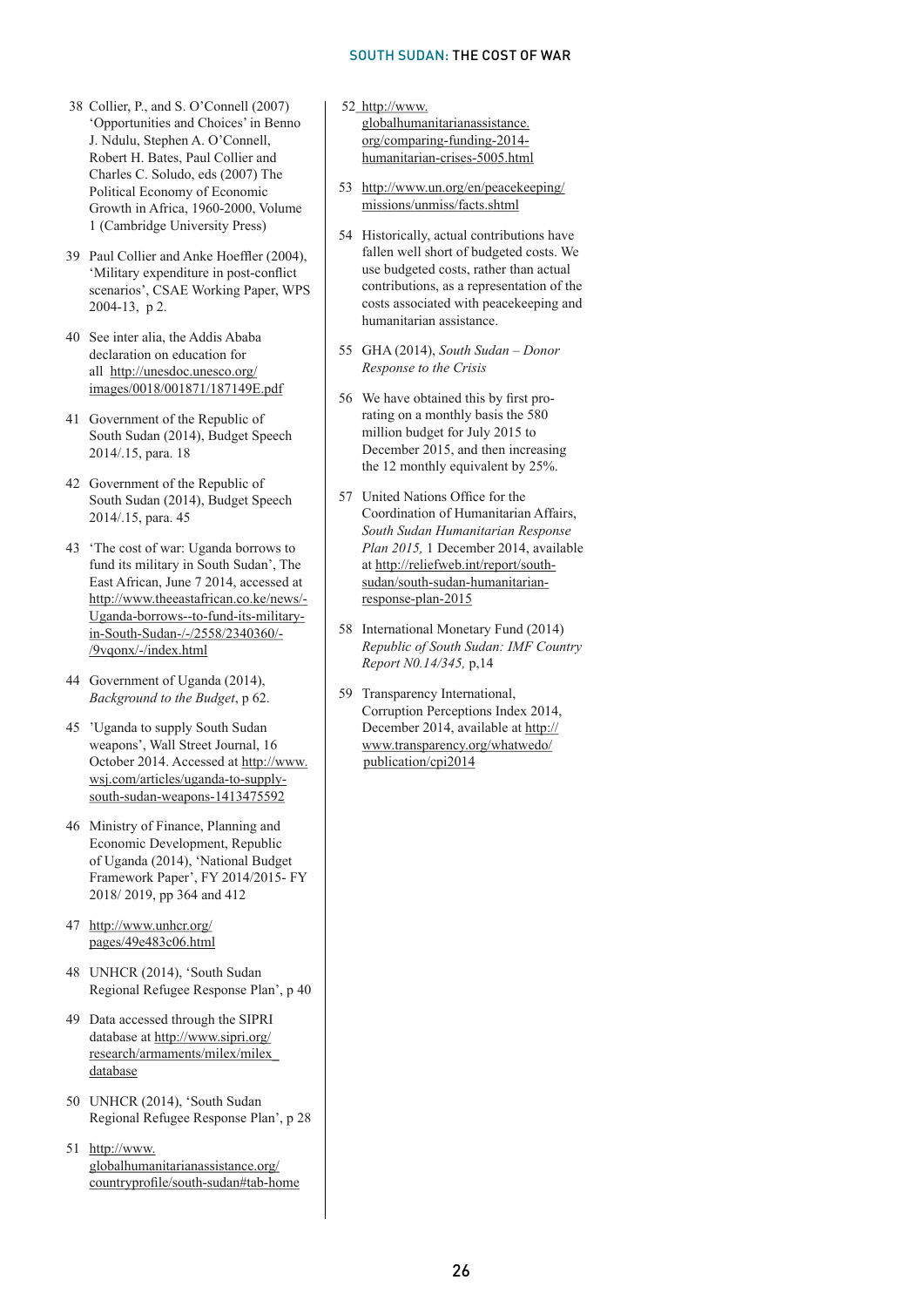38 Collier, P., and S. O'Connell (2007) 'Opportunities and Choices' in Benno J. Ndulu, Stephen A. O'Connell, Robert H. Bates, Paul Collier and Charles C. Soludo, eds (2007) The Political Economy of Economic Growth in Africa, 1960-2000, Volume 1 (Cambridge University Press)

39 Paul Collier and Anke Hoeffler (2004), 'Military expenditure in post-conflict scenarios', CSAE Working Paper, WPS 2004-13, p 2.

40 See inter alia, the Addis Ababa declaration on education for all http://unesdoc.unesco.org/images/0018/001871/187149E.pdf

41 Government of the Republic of South Sudan (2014), Budget Speech 2014/.15, para. 18

42 Government of the Republic of South Sudan (2014), Budget Speech 2014/.15, para. 45

43 'The cost of war: Uganda borrows to fund its military in South Sudan', The East African, June 7 2014, accessed at http://www.theeastafrican.co.ke/news/-Uganda-borrows--to-fund-its-military-in-South-Sudan-/-/2558/2340360/-/9vqonx/-/index.html

44 Government of Uganda (2014), *Background to the Budget*, p 62.

45 'Uganda to supply South Sudan weapons', Wall Street Journal, 16 October 2014. Accessed at http://www.wsj.com/articles/uganda-to-supply-south-sudan-weapons-1413475592

46 Ministry of Finance, Planning and Economic Development, Republic of Uganda (2014), 'National Budget Framework Paper', FY 2014/2015- FY 2018/ 2019, pp 364 and 412

47 http://www.unhcr.org/pages/49e483c06.html

48 UNHCR (2014), 'South Sudan Regional Refugee Response Plan', p 40

49 Data accessed through the SIPRI database at http://www.sipri.org/research/armaments/milex/milex_database

50 UNHCR (2014), 'South Sudan Regional Refugee Response Plan', p 28

51 http://www.globalhumanitarianassistance.org/countryprofile/south-sudan#tab-home

52 http://www.globalhumanitarianassistance.org/comparing-funding-2014-humanitarian-crises-5005.html

53 http://www.un.org/en/peacekeeping/missions/unmiss/facts.shtml

54 Historically, actual contributions have fallen well short of budgeted costs. We use budgeted costs, rather than actual contributions, as a representation of the costs associated with peacekeeping and humanitarian assistance.

55 GHA (2014), *South Sudan – Donor Response to the Crisis*

56 We have obtained this by first pro-rating on a monthly basis the 580 million budget for July 2015 to December 2015, and then increasing the 12 monthly equivalent by 25%.

57 United Nations Office for the Coordination of Humanitarian Affairs, *South Sudan Humanitarian Response Plan 2015,* 1 December 2014, available at http://reliefweb.int/report/south-sudan/south-sudan-humanitarian-response-plan-2015

58 International Monetary Fund (2014) *Republic of South Sudan: IMF Country Report N0.14/345,* p,14

59 Transparency International, Corruption Perceptions Index 2014, December 2014, available at http://www.transparency.org/whatwedo/publication/cpi2014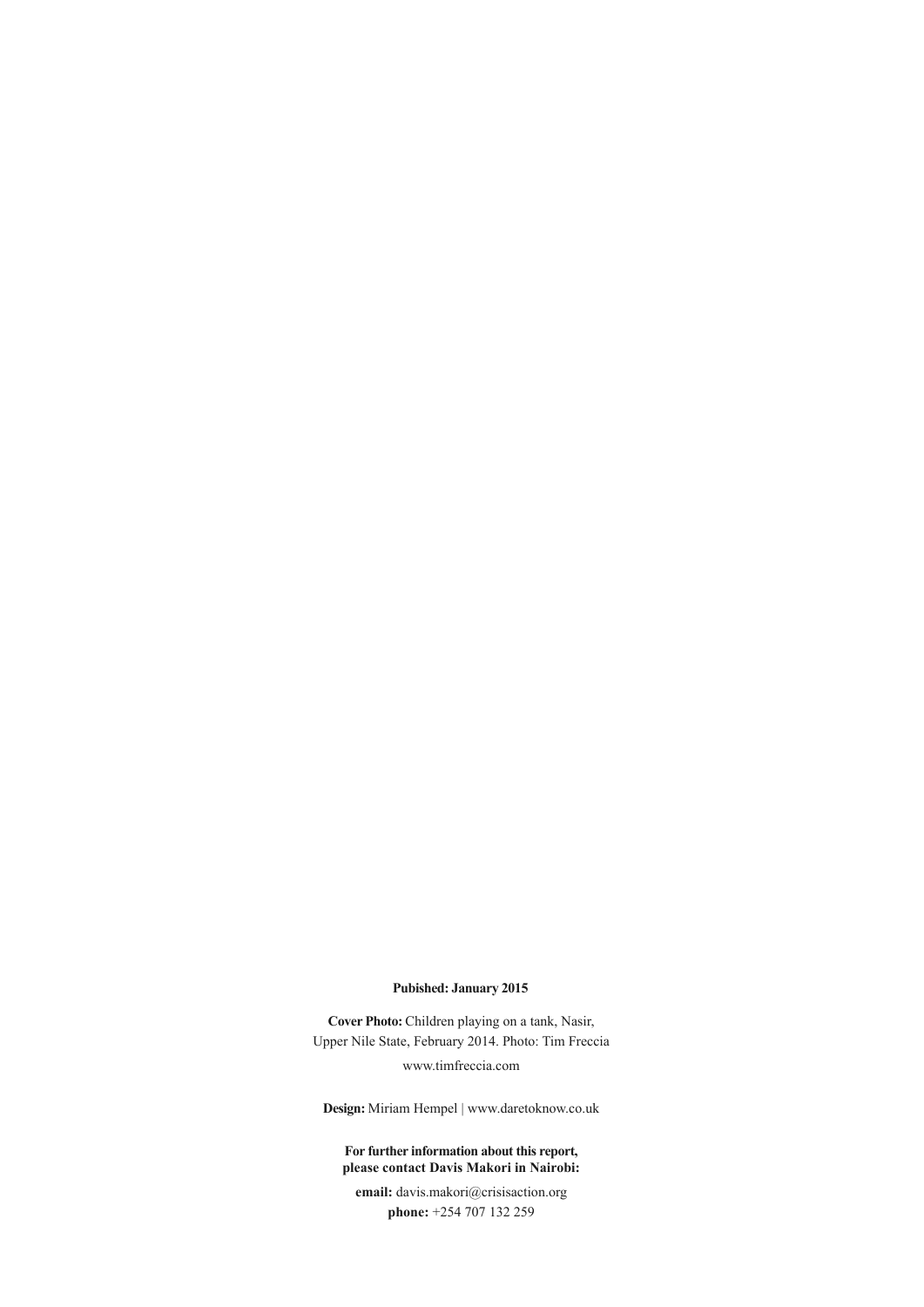**Pubished: January 2015**

**Cover Photo:** Children playing on a tank, Nasir, Upper Nile State, February 2014. Photo: Tim Freccia

www.timfreccia.com

**Design:** Miriam Hempel | www.daretoknow.co.uk

**For further information about this report, please contact Davis Makori in Nairobi:**

**email:** davis.makori@crisisaction.org

**phone:** +254 707 132 259